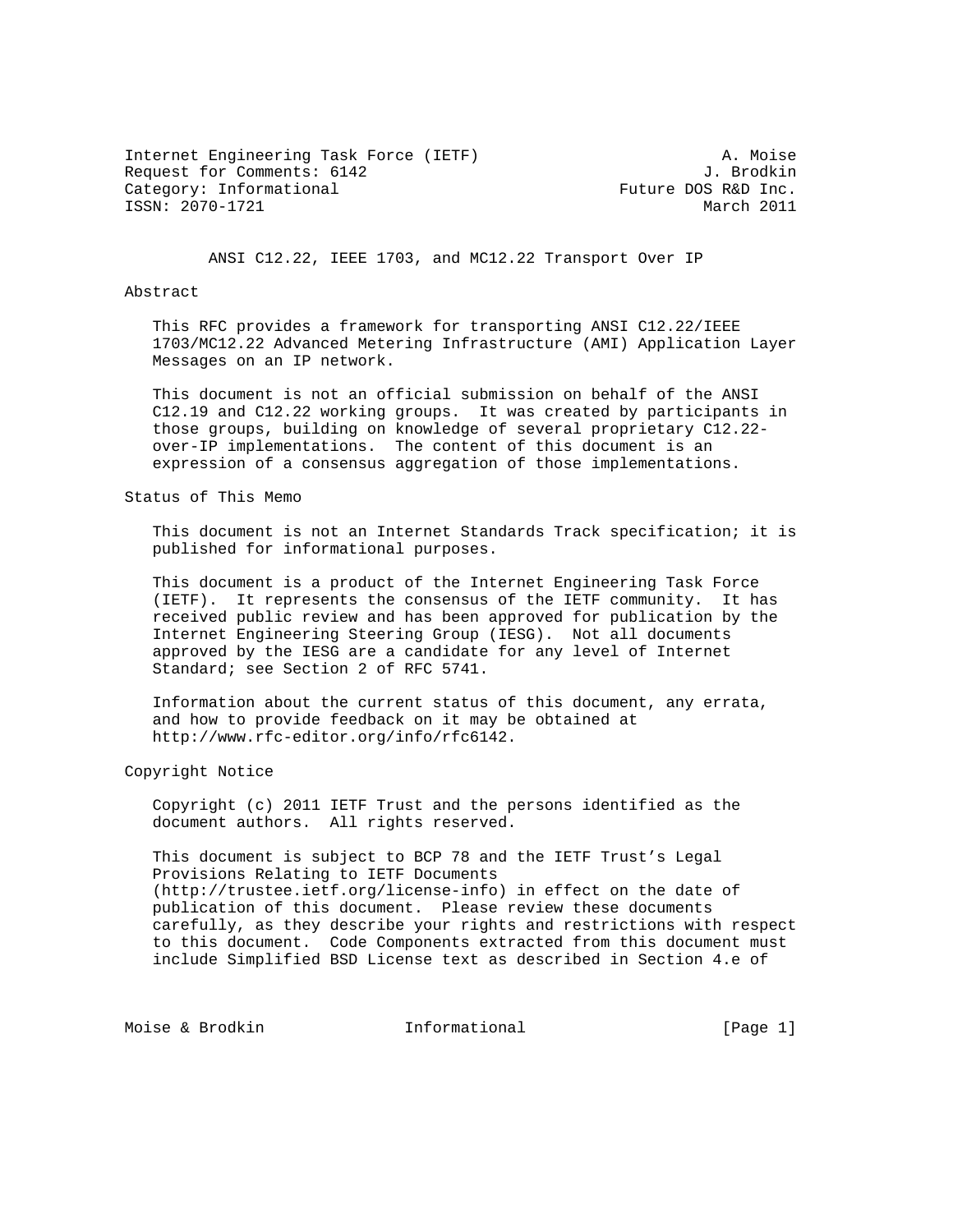Internet Engineering Task Force (IETF)                          A. Moise
Request for Comments: 6142                                    J. Brodkin
Category: Informational                             Future DOS R&D Inc.
ISSN: 2070-1721                                               March 2011

# ANSI C12.22, IEEE 1703, and MC12.22 Transport Over IP

## Abstract

This RFC provides a framework for transporting ANSI C12.22/IEEE 1703/MC12.22 Advanced Metering Infrastructure (AMI) Application Layer Messages on an IP network.

This document is not an official submission on behalf of the ANSI C12.19 and C12.22 working groups. It was created by participants in those groups, building on knowledge of several proprietary C12.22-over-IP implementations. The content of this document is an expression of a consensus aggregation of those implementations.

## Status of This Memo

This document is not an Internet Standards Track specification; it is published for informational purposes.

This document is a product of the Internet Engineering Task Force (IETF). It represents the consensus of the IETF community. It has received public review and has been approved for publication by the Internet Engineering Steering Group (IESG). Not all documents approved by the IESG are a candidate for any level of Internet Standard; see Section 2 of RFC 5741.

Information about the current status of this document, any errata, and how to provide feedback on it may be obtained at http://www.rfc-editor.org/info/rfc6142.

## Copyright Notice

Copyright (c) 2011 IETF Trust and the persons identified as the document authors. All rights reserved.

This document is subject to BCP 78 and the IETF Trust's Legal Provisions Relating to IETF Documents (http://trustee.ietf.org/license-info) in effect on the date of publication of this document. Please review these documents carefully, as they describe your rights and restrictions with respect to this document. Code Components extracted from this document must include Simplified BSD License text as described in Section 4.e of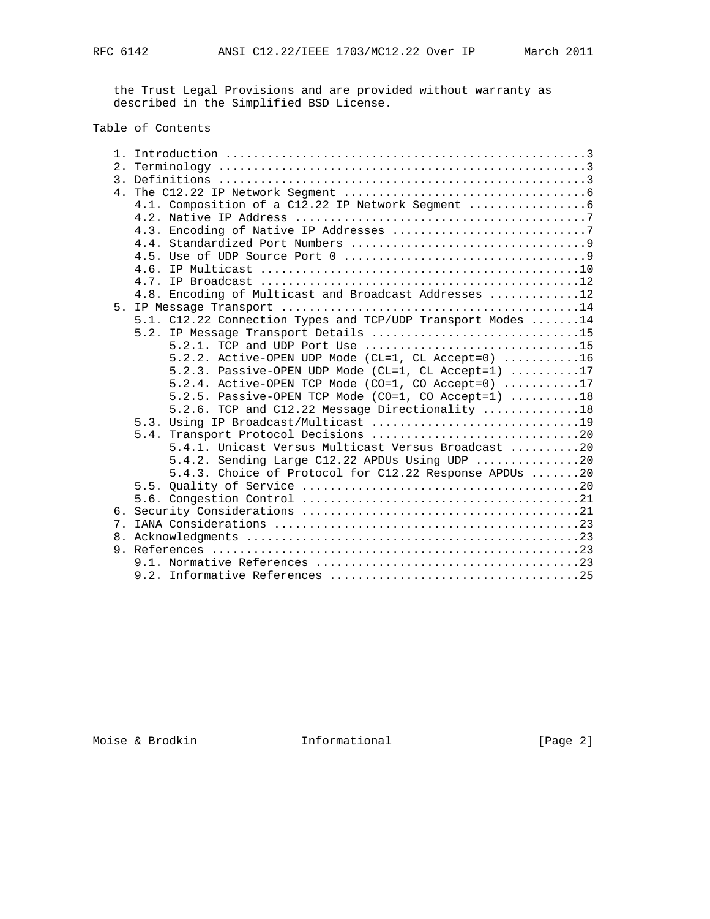the Trust Legal Provisions and are provided without warranty as described in the Simplified BSD License.

Table of Contents

```
   1. Introduction ....................................................3
   2. Terminology .....................................................3
   3. Definitions .....................................................3
   4. The C12.22 IP Network Segment ...................................6
      4.1. Composition of a C12.22 IP Network Segment .................6
      4.2. Native IP Address ..........................................7
      4.3. Encoding of Native IP Addresses ............................7
      4.4. Standardized Port Numbers ..................................9
      4.5. Use of UDP Source Port 0 ...................................9
      4.6. IP Multicast ..............................................10
      4.7. IP Broadcast ..............................................12
      4.8. Encoding of Multicast and Broadcast Addresses .............12
   5. IP Message Transport ...........................................14
      5.1. C12.22 Connection Types and TCP/UDP Transport Modes .......14
      5.2. IP Message Transport Details ..............................15
           5.2.1. TCP and UDP Port Use ...............................15
           5.2.2. Active-OPEN UDP Mode (CL=1, CL Accept=0) ...........16
           5.2.3. Passive-OPEN UDP Mode (CL=1, CL Accept=1) ..........17
           5.2.4. Active-OPEN TCP Mode (CO=1, CO Accept=0) ...........17
           5.2.5. Passive-OPEN TCP Mode (CO=1, CO Accept=1) ..........18
           5.2.6. TCP and C12.22 Message Directionality ..............18
      5.3. Using IP Broadcast/Multicast ..............................19
      5.4. Transport Protocol Decisions ..............................20
           5.4.1. Unicast Versus Multicast Versus Broadcast ..........20
           5.4.2. Sending Large C12.22 APDUs Using UDP ...............20
           5.4.3. Choice of Protocol for C12.22 Response APDUs .......20
      5.5. Quality of Service ........................................20
      5.6. Congestion Control ........................................21
   6. Security Considerations ........................................21
   7. IANA Considerations ............................................23
   8. Acknowledgments ................................................23
   9. References .....................................................23
      9.1. Normative References ......................................23
      9.2. Informative References ....................................25
```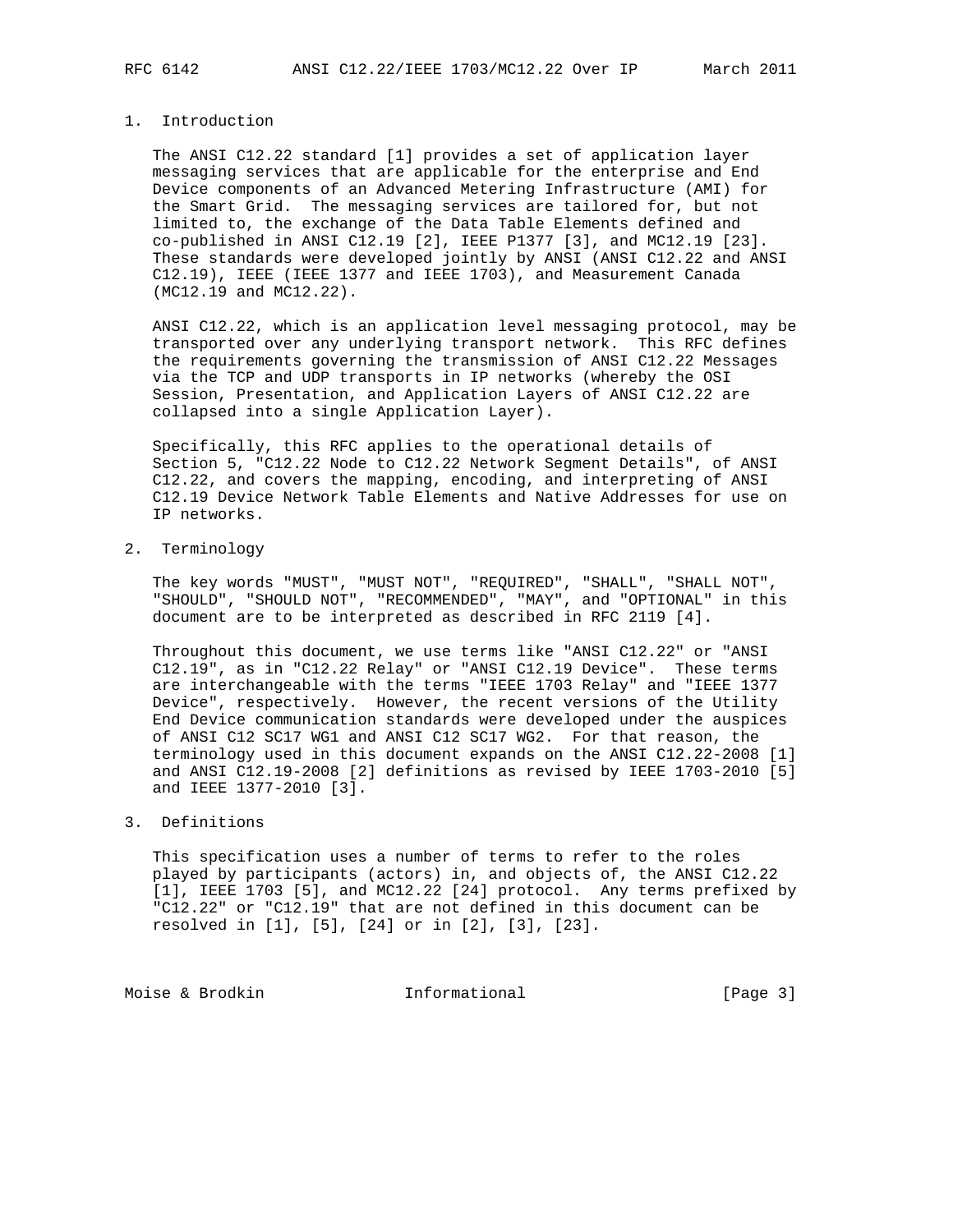## 1. Introduction

The ANSI C12.22 standard [1] provides a set of application layer messaging services that are applicable for the enterprise and End Device components of an Advanced Metering Infrastructure (AMI) for the Smart Grid. The messaging services are tailored for, but not limited to, the exchange of the Data Table Elements defined and co-published in ANSI C12.19 [2], IEEE P1377 [3], and MC12.19 [23]. These standards were developed jointly by ANSI (ANSI C12.22 and ANSI C12.19), IEEE (IEEE 1377 and IEEE 1703), and Measurement Canada (MC12.19 and MC12.22).

ANSI C12.22, which is an application level messaging protocol, may be transported over any underlying transport network. This RFC defines the requirements governing the transmission of ANSI C12.22 Messages via the TCP and UDP transports in IP networks (whereby the OSI Session, Presentation, and Application Layers of ANSI C12.22 are collapsed into a single Application Layer).

Specifically, this RFC applies to the operational details of Section 5, "C12.22 Node to C12.22 Network Segment Details", of ANSI C12.22, and covers the mapping, encoding, and interpreting of ANSI C12.19 Device Network Table Elements and Native Addresses for use on IP networks.

## 2. Terminology

The key words "MUST", "MUST NOT", "REQUIRED", "SHALL", "SHALL NOT", "SHOULD", "SHOULD NOT", "RECOMMENDED", "MAY", and "OPTIONAL" in this document are to be interpreted as described in RFC 2119 [4].

Throughout this document, we use terms like "ANSI C12.22" or "ANSI C12.19", as in "C12.22 Relay" or "ANSI C12.19 Device". These terms are interchangeable with the terms "IEEE 1703 Relay" and "IEEE 1377 Device", respectively. However, the recent versions of the Utility End Device communication standards were developed under the auspices of ANSI C12 SC17 WG1 and ANSI C12 SC17 WG2. For that reason, the terminology used in this document expands on the ANSI C12.22-2008 [1] and ANSI C12.19-2008 [2] definitions as revised by IEEE 1703-2010 [5] and IEEE 1377-2010 [3].

## 3. Definitions

This specification uses a number of terms to refer to the roles played by participants (actors) in, and objects of, the ANSI C12.22 [1], IEEE 1703 [5], and MC12.22 [24] protocol. Any terms prefixed by "C12.22" or "C12.19" that are not defined in this document can be resolved in [1], [5], [24] or in [2], [3], [23].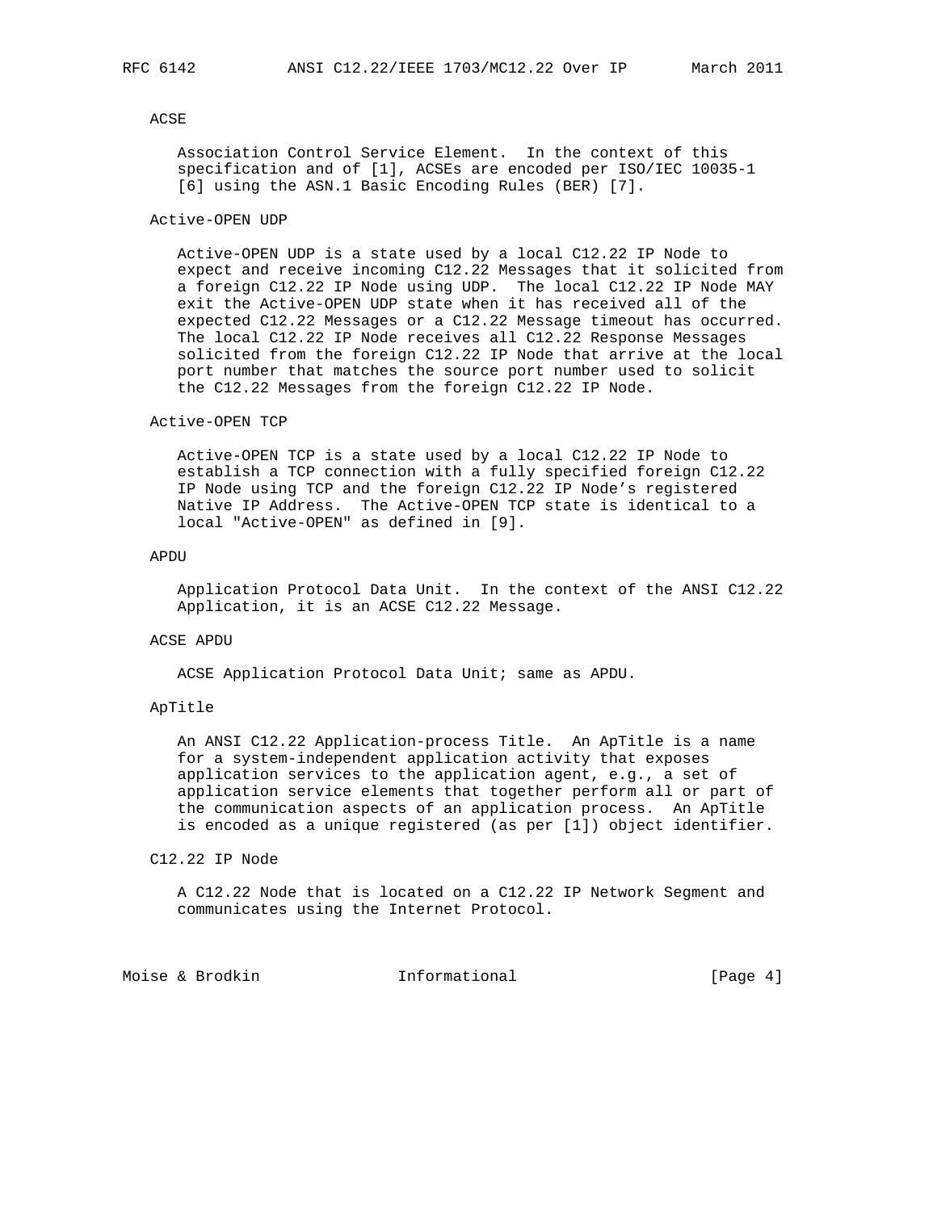ACSE

Association Control Service Element. In the context of this specification and of [1], ACSEs are encoded per ISO/IEC 10035-1 [6] using the ASN.1 Basic Encoding Rules (BER) [7].

Active-OPEN UDP

Active-OPEN UDP is a state used by a local C12.22 IP Node to expect and receive incoming C12.22 Messages that it solicited from a foreign C12.22 IP Node using UDP. The local C12.22 IP Node MAY exit the Active-OPEN UDP state when it has received all of the expected C12.22 Messages or a C12.22 Message timeout has occurred. The local C12.22 IP Node receives all C12.22 Response Messages solicited from the foreign C12.22 IP Node that arrive at the local port number that matches the source port number used to solicit the C12.22 Messages from the foreign C12.22 IP Node.

Active-OPEN TCP

Active-OPEN TCP is a state used by a local C12.22 IP Node to establish a TCP connection with a fully specified foreign C12.22 IP Node using TCP and the foreign C12.22 IP Node's registered Native IP Address. The Active-OPEN TCP state is identical to a local "Active-OPEN" as defined in [9].

APDU

Application Protocol Data Unit. In the context of the ANSI C12.22 Application, it is an ACSE C12.22 Message.

ACSE APDU

ACSE Application Protocol Data Unit; same as APDU.

ApTitle

An ANSI C12.22 Application-process Title. An ApTitle is a name for a system-independent application activity that exposes application services to the application agent, e.g., a set of application service elements that together perform all or part of the communication aspects of an application process. An ApTitle is encoded as a unique registered (as per [1]) object identifier.

C12.22 IP Node

A C12.22 Node that is located on a C12.22 IP Network Segment and communicates using the Internet Protocol.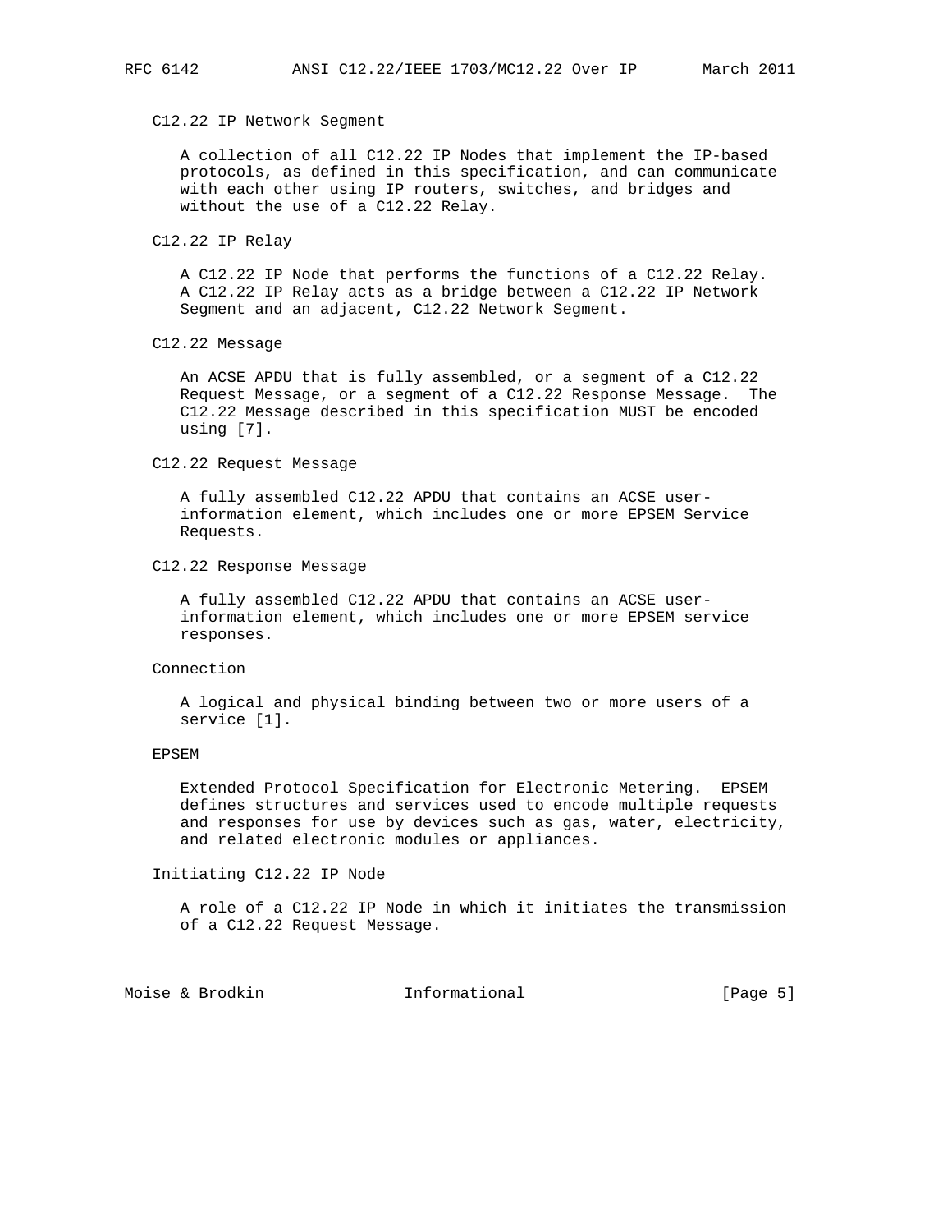C12.22 IP Network Segment

A collection of all C12.22 IP Nodes that implement the IP-based protocols, as defined in this specification, and can communicate with each other using IP routers, switches, and bridges and without the use of a C12.22 Relay.

C12.22 IP Relay

A C12.22 IP Node that performs the functions of a C12.22 Relay. A C12.22 IP Relay acts as a bridge between a C12.22 IP Network Segment and an adjacent, C12.22 Network Segment.

C12.22 Message

An ACSE APDU that is fully assembled, or a segment of a C12.22 Request Message, or a segment of a C12.22 Response Message. The C12.22 Message described in this specification MUST be encoded using [7].

C12.22 Request Message

A fully assembled C12.22 APDU that contains an ACSE user-information element, which includes one or more EPSEM Service Requests.

C12.22 Response Message

A fully assembled C12.22 APDU that contains an ACSE user-information element, which includes one or more EPSEM service responses.

Connection

A logical and physical binding between two or more users of a service [1].

EPSEM

Extended Protocol Specification for Electronic Metering. EPSEM defines structures and services used to encode multiple requests and responses for use by devices such as gas, water, electricity, and related electronic modules or appliances.

Initiating C12.22 IP Node

A role of a C12.22 IP Node in which it initiates the transmission of a C12.22 Request Message.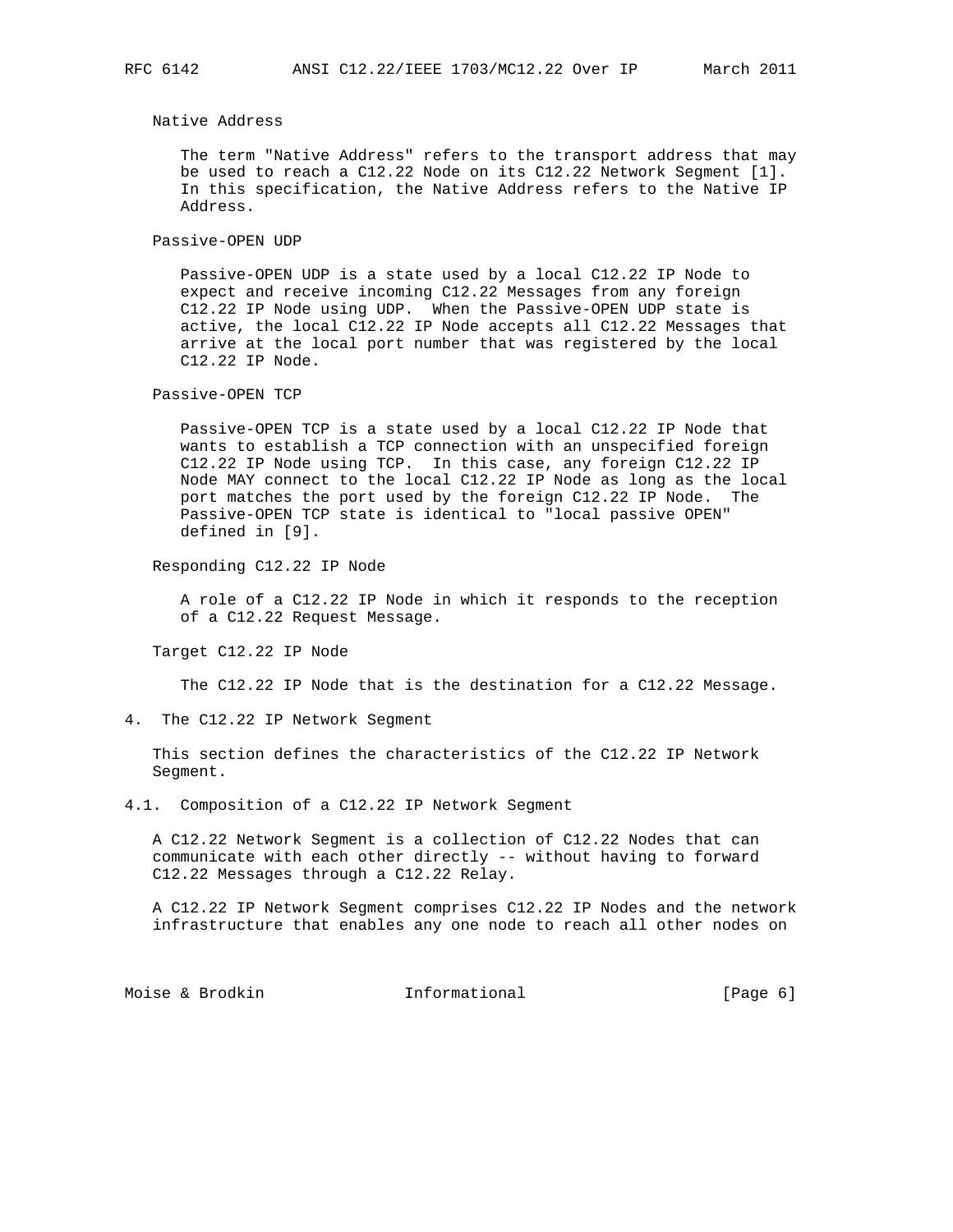Native Address

The term "Native Address" refers to the transport address that may be used to reach a C12.22 Node on its C12.22 Network Segment [1]. In this specification, the Native Address refers to the Native IP Address.

Passive-OPEN UDP

Passive-OPEN UDP is a state used by a local C12.22 IP Node to expect and receive incoming C12.22 Messages from any foreign C12.22 IP Node using UDP. When the Passive-OPEN UDP state is active, the local C12.22 IP Node accepts all C12.22 Messages that arrive at the local port number that was registered by the local C12.22 IP Node.

Passive-OPEN TCP

Passive-OPEN TCP is a state used by a local C12.22 IP Node that wants to establish a TCP connection with an unspecified foreign C12.22 IP Node using TCP. In this case, any foreign C12.22 IP Node MAY connect to the local C12.22 IP Node as long as the local port matches the port used by the foreign C12.22 IP Node. The Passive-OPEN TCP state is identical to "local passive OPEN" defined in [9].

Responding C12.22 IP Node

A role of a C12.22 IP Node in which it responds to the reception of a C12.22 Request Message.

Target C12.22 IP Node

The C12.22 IP Node that is the destination for a C12.22 Message.

## 4. The C12.22 IP Network Segment

This section defines the characteristics of the C12.22 IP Network Segment.

### 4.1. Composition of a C12.22 IP Network Segment

A C12.22 Network Segment is a collection of C12.22 Nodes that can communicate with each other directly -- without having to forward C12.22 Messages through a C12.22 Relay.

A C12.22 IP Network Segment comprises C12.22 IP Nodes and the network infrastructure that enables any one node to reach all other nodes on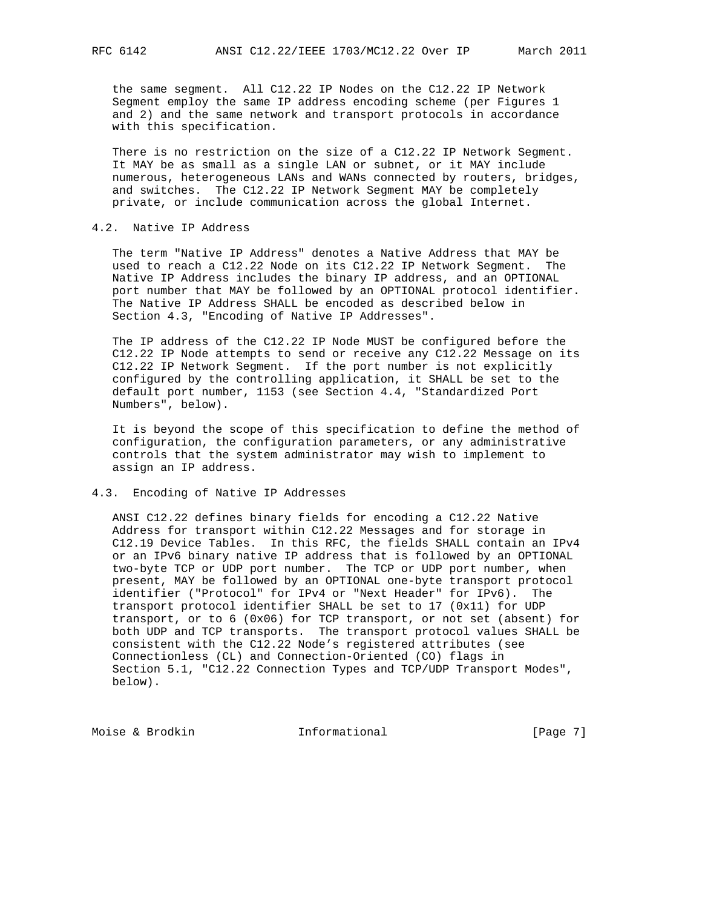the same segment. All C12.22 IP Nodes on the C12.22 IP Network Segment employ the same IP address encoding scheme (per Figures 1 and 2) and the same network and transport protocols in accordance with this specification.

There is no restriction on the size of a C12.22 IP Network Segment. It MAY be as small as a single LAN or subnet, or it MAY include numerous, heterogeneous LANs and WANs connected by routers, bridges, and switches. The C12.22 IP Network Segment MAY be completely private, or include communication across the global Internet.

## 4.2. Native IP Address

The term "Native IP Address" denotes a Native Address that MAY be used to reach a C12.22 Node on its C12.22 IP Network Segment. The Native IP Address includes the binary IP address, and an OPTIONAL port number that MAY be followed by an OPTIONAL protocol identifier. The Native IP Address SHALL be encoded as described below in Section 4.3, "Encoding of Native IP Addresses".

The IP address of the C12.22 IP Node MUST be configured before the C12.22 IP Node attempts to send or receive any C12.22 Message on its C12.22 IP Network Segment. If the port number is not explicitly configured by the controlling application, it SHALL be set to the default port number, 1153 (see Section 4.4, "Standardized Port Numbers", below).

It is beyond the scope of this specification to define the method of configuration, the configuration parameters, or any administrative controls that the system administrator may wish to implement to assign an IP address.

## 4.3. Encoding of Native IP Addresses

ANSI C12.22 defines binary fields for encoding a C12.22 Native Address for transport within C12.22 Messages and for storage in C12.19 Device Tables. In this RFC, the fields SHALL contain an IPv4 or an IPv6 binary native IP address that is followed by an OPTIONAL two-byte TCP or UDP port number. The TCP or UDP port number, when present, MAY be followed by an OPTIONAL one-byte transport protocol identifier ("Protocol" for IPv4 or "Next Header" for IPv6). The transport protocol identifier SHALL be set to 17 (0x11) for UDP transport, or to 6 (0x06) for TCP transport, or not set (absent) for both UDP and TCP transports. The transport protocol values SHALL be consistent with the C12.22 Node's registered attributes (see Connectionless (CL) and Connection-Oriented (CO) flags in Section 5.1, "C12.22 Connection Types and TCP/UDP Transport Modes", below).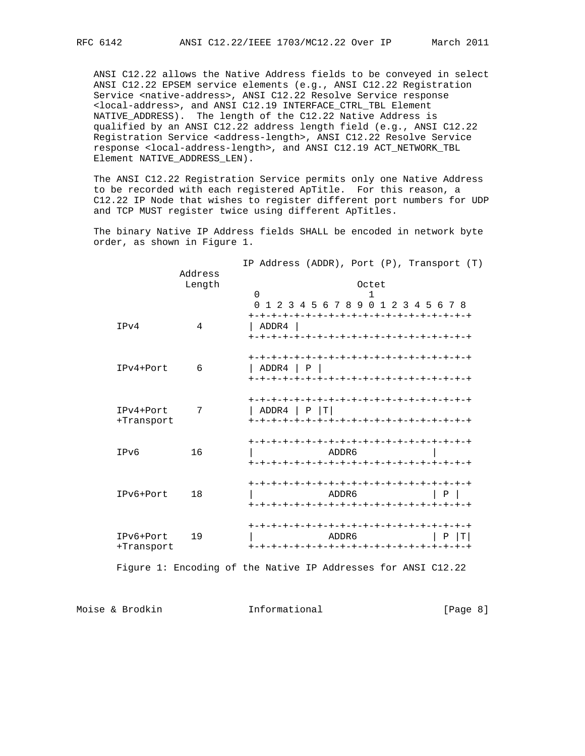ANSI C12.22 allows the Native Address fields to be conveyed in select ANSI C12.22 EPSEM service elements (e.g., ANSI C12.22 Registration Service <native-address>, ANSI C12.22 Resolve Service response <local-address>, and ANSI C12.19 INTERFACE_CTRL_TBL Element NATIVE_ADDRESS). The length of the C12.22 Native Address is qualified by an ANSI C12.22 address length field (e.g., ANSI C12.22 Registration Service <address-length>, ANSI C12.22 Resolve Service response <local-address-length>, and ANSI C12.19 ACT_NETWORK_TBL Element NATIVE_ADDRESS_LEN).

The ANSI C12.22 Registration Service permits only one Native Address to be recorded with each registered ApTitle. For this reason, a C12.22 IP Node that wishes to register different port numbers for UDP and TCP MUST register twice using different ApTitles.

The binary Native IP Address fields SHALL be encoded in network byte order, as shown in Figure 1.

```
                          IP Address (ADDR), Port (P), Transport (T)
             Address
              Length                        Octet
                          0                   1
                          0 1 2 3 4 5 6 7 8 9 0 1 2 3 4 5 6 7 8
                         +-+-+-+-+-+-+-+-+-+-+-+-+-+-+-+-+-+-+-+
    IPv4         4       | ADDR4 |
                         +-+-+-+-+-+-+-+-+-+-+-+-+-+-+-+-+-+-+-+

                         +-+-+-+-+-+-+-+-+-+-+-+-+-+-+-+-+-+-+-+
    IPv4+Port    6       | ADDR4 | P |
                         +-+-+-+-+-+-+-+-+-+-+-+-+-+-+-+-+-+-+-+

                         +-+-+-+-+-+-+-+-+-+-+-+-+-+-+-+-+-+-+-+
    IPv4+Port    7       | ADDR4 | P |T|
    +Transport           +-+-+-+-+-+-+-+-+-+-+-+-+-+-+-+-+-+-+-+

                         +-+-+-+-+-+-+-+-+-+-+-+-+-+-+-+-+-+-+-+
    IPv6        16       |             ADDR6             |
                         +-+-+-+-+-+-+-+-+-+-+-+-+-+-+-+-+-+-+-+

                         +-+-+-+-+-+-+-+-+-+-+-+-+-+-+-+-+-+-+-+
    IPv6+Port   18       |             ADDR6             | P |
                         +-+-+-+-+-+-+-+-+-+-+-+-+-+-+-+-+-+-+-+

                         +-+-+-+-+-+-+-+-+-+-+-+-+-+-+-+-+-+-+-+
    IPv6+Port   19       |             ADDR6             | P |T|
    +Transport           +-+-+-+-+-+-+-+-+-+-+-+-+-+-+-+-+-+-+-+
```

Figure 1: Encoding of the Native IP Addresses for ANSI C12.22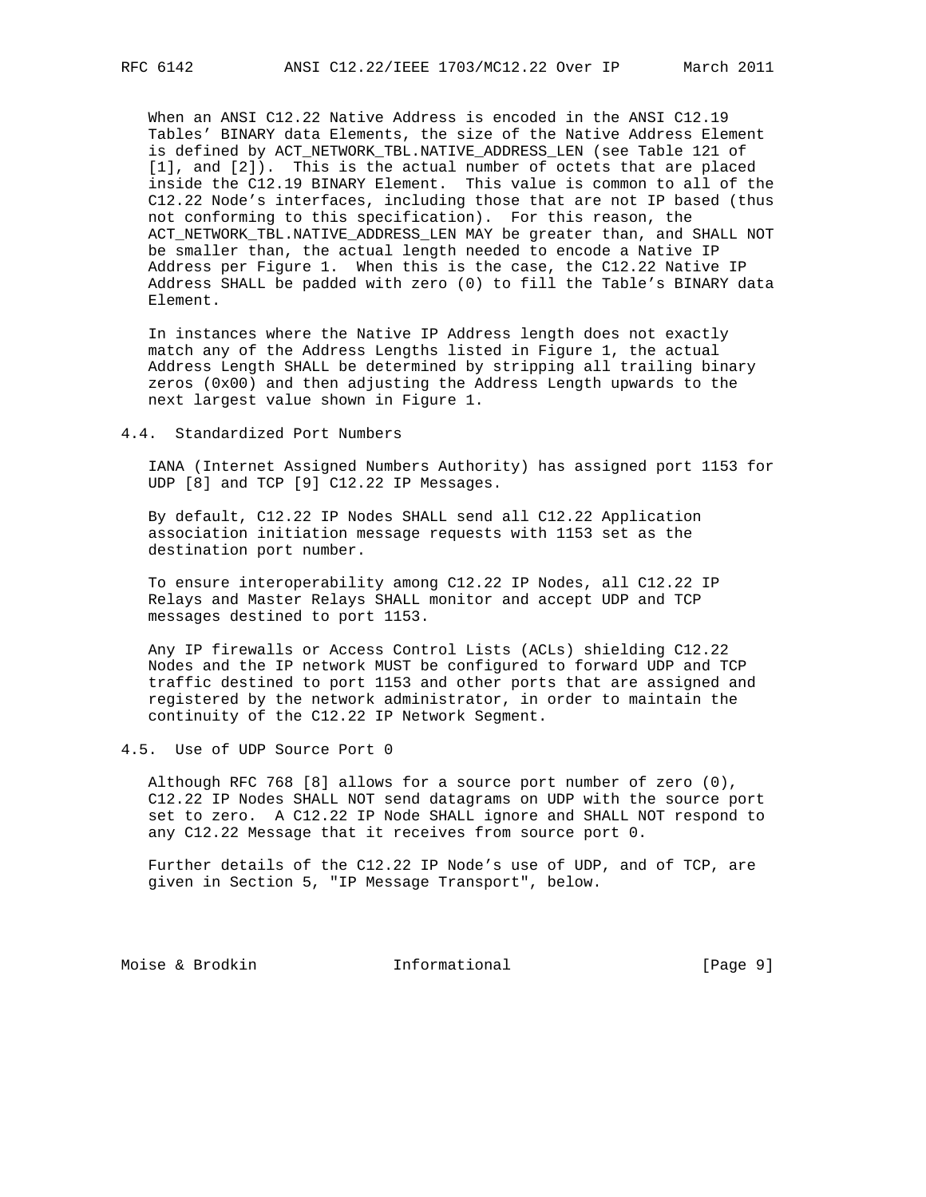When an ANSI C12.22 Native Address is encoded in the ANSI C12.19 Tables' BINARY data Elements, the size of the Native Address Element is defined by ACT_NETWORK_TBL.NATIVE_ADDRESS_LEN (see Table 121 of [1], and [2]). This is the actual number of octets that are placed inside the C12.19 BINARY Element. This value is common to all of the C12.22 Node's interfaces, including those that are not IP based (thus not conforming to this specification). For this reason, the ACT_NETWORK_TBL.NATIVE_ADDRESS_LEN MAY be greater than, and SHALL NOT be smaller than, the actual length needed to encode a Native IP Address per Figure 1. When this is the case, the C12.22 Native IP Address SHALL be padded with zero (0) to fill the Table's BINARY data Element.

In instances where the Native IP Address length does not exactly match any of the Address Lengths listed in Figure 1, the actual Address Length SHALL be determined by stripping all trailing binary zeros (0x00) and then adjusting the Address Length upwards to the next largest value shown in Figure 1.

## 4.4. Standardized Port Numbers

IANA (Internet Assigned Numbers Authority) has assigned port 1153 for UDP [8] and TCP [9] C12.22 IP Messages.

By default, C12.22 IP Nodes SHALL send all C12.22 Application association initiation message requests with 1153 set as the destination port number.

To ensure interoperability among C12.22 IP Nodes, all C12.22 IP Relays and Master Relays SHALL monitor and accept UDP and TCP messages destined to port 1153.

Any IP firewalls or Access Control Lists (ACLs) shielding C12.22 Nodes and the IP network MUST be configured to forward UDP and TCP traffic destined to port 1153 and other ports that are assigned and registered by the network administrator, in order to maintain the continuity of the C12.22 IP Network Segment.

## 4.5. Use of UDP Source Port 0

Although RFC 768 [8] allows for a source port number of zero (0), C12.22 IP Nodes SHALL NOT send datagrams on UDP with the source port set to zero. A C12.22 IP Node SHALL ignore and SHALL NOT respond to any C12.22 Message that it receives from source port 0.

Further details of the C12.22 IP Node's use of UDP, and of TCP, are given in Section 5, "IP Message Transport", below.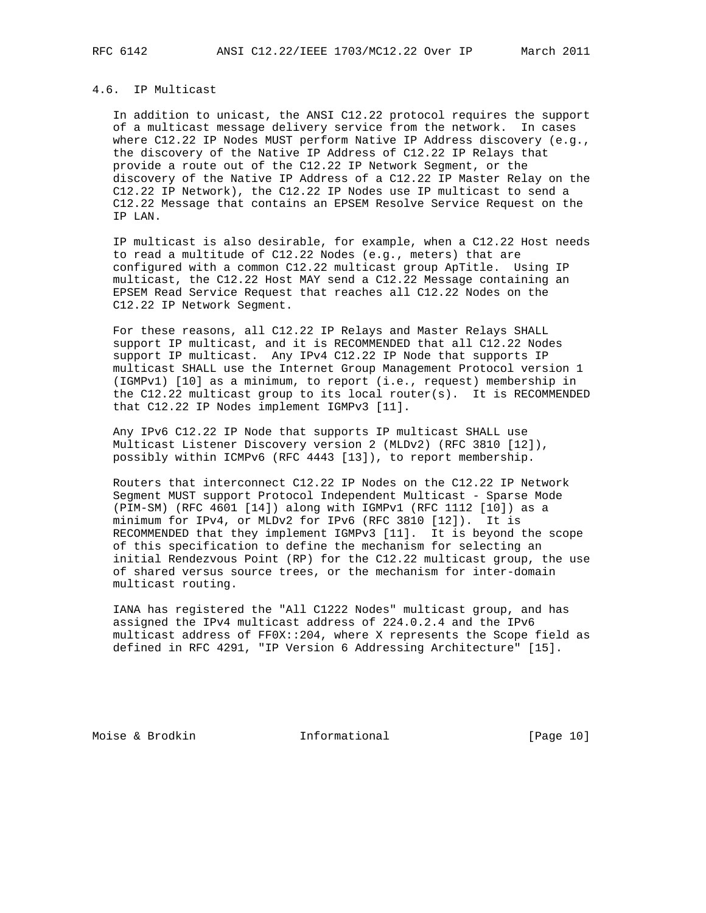### 4.6. IP Multicast

In addition to unicast, the ANSI C12.22 protocol requires the support of a multicast message delivery service from the network. In cases where C12.22 IP Nodes MUST perform Native IP Address discovery (e.g., the discovery of the Native IP Address of C12.22 IP Relays that provide a route out of the C12.22 IP Network Segment, or the discovery of the Native IP Address of a C12.22 IP Master Relay on the C12.22 IP Network), the C12.22 IP Nodes use IP multicast to send a C12.22 Message that contains an EPSEM Resolve Service Request on the IP LAN.

IP multicast is also desirable, for example, when a C12.22 Host needs to read a multitude of C12.22 Nodes (e.g., meters) that are configured with a common C12.22 multicast group ApTitle. Using IP multicast, the C12.22 Host MAY send a C12.22 Message containing an EPSEM Read Service Request that reaches all C12.22 Nodes on the C12.22 IP Network Segment.

For these reasons, all C12.22 IP Relays and Master Relays SHALL support IP multicast, and it is RECOMMENDED that all C12.22 Nodes support IP multicast. Any IPv4 C12.22 IP Node that supports IP multicast SHALL use the Internet Group Management Protocol version 1 (IGMPv1) [10] as a minimum, to report (i.e., request) membership in the C12.22 multicast group to its local router(s). It is RECOMMENDED that C12.22 IP Nodes implement IGMPv3 [11].

Any IPv6 C12.22 IP Node that supports IP multicast SHALL use Multicast Listener Discovery version 2 (MLDv2) (RFC 3810 [12]), possibly within ICMPv6 (RFC 4443 [13]), to report membership.

Routers that interconnect C12.22 IP Nodes on the C12.22 IP Network Segment MUST support Protocol Independent Multicast - Sparse Mode (PIM-SM) (RFC 4601 [14]) along with IGMPv1 (RFC 1112 [10]) as a minimum for IPv4, or MLDv2 for IPv6 (RFC 3810 [12]). It is RECOMMENDED that they implement IGMPv3 [11]. It is beyond the scope of this specification to define the mechanism for selecting an initial Rendezvous Point (RP) for the C12.22 multicast group, the use of shared versus source trees, or the mechanism for inter-domain multicast routing.

IANA has registered the "All C1222 Nodes" multicast group, and has assigned the IPv4 multicast address of 224.0.2.4 and the IPv6 multicast address of FF0X::204, where X represents the Scope field as defined in RFC 4291, "IP Version 6 Addressing Architecture" [15].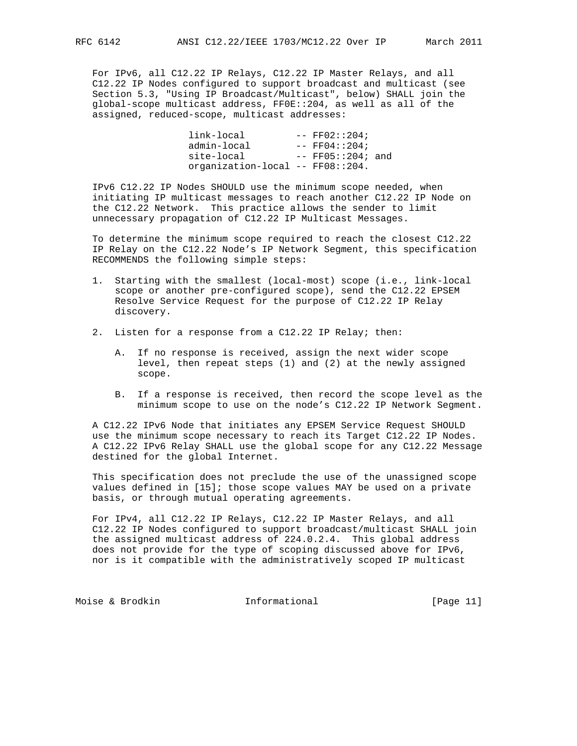For IPv6, all C12.22 IP Relays, C12.22 IP Master Relays, and all C12.22 IP Nodes configured to support broadcast and multicast (see Section 5.3, "Using IP Broadcast/Multicast", below) SHALL join the global-scope multicast address, FF0E::204, as well as all of the assigned, reduced-scope, multicast addresses:

```
link-local         -- FF02::204;
admin-local        -- FF04::204;
site-local         -- FF05::204; and
organization-local -- FF08::204.
```

IPv6 C12.22 IP Nodes SHOULD use the minimum scope needed, when initiating IP multicast messages to reach another C12.22 IP Node on the C12.22 Network. This practice allows the sender to limit unnecessary propagation of C12.22 IP Multicast Messages.

To determine the minimum scope required to reach the closest C12.22 IP Relay on the C12.22 Node's IP Network Segment, this specification RECOMMENDS the following simple steps:

1. Starting with the smallest (local-most) scope (i.e., link-local scope or another pre-configured scope), send the C12.22 EPSEM Resolve Service Request for the purpose of C12.22 IP Relay discovery.

2. Listen for a response from a C12.22 IP Relay; then:

   A. If no response is received, assign the next wider scope level, then repeat steps (1) and (2) at the newly assigned scope.

   B. If a response is received, then record the scope level as the minimum scope to use on the node's C12.22 IP Network Segment.

A C12.22 IPv6 Node that initiates any EPSEM Service Request SHOULD use the minimum scope necessary to reach its Target C12.22 IP Nodes. A C12.22 IPv6 Relay SHALL use the global scope for any C12.22 Message destined for the global Internet.

This specification does not preclude the use of the unassigned scope values defined in [15]; those scope values MAY be used on a private basis, or through mutual operating agreements.

For IPv4, all C12.22 IP Relays, C12.22 IP Master Relays, and all C12.22 IP Nodes configured to support broadcast/multicast SHALL join the assigned multicast address of 224.0.2.4. This global address does not provide for the type of scoping discussed above for IPv6, nor is it compatible with the administratively scoped IP multicast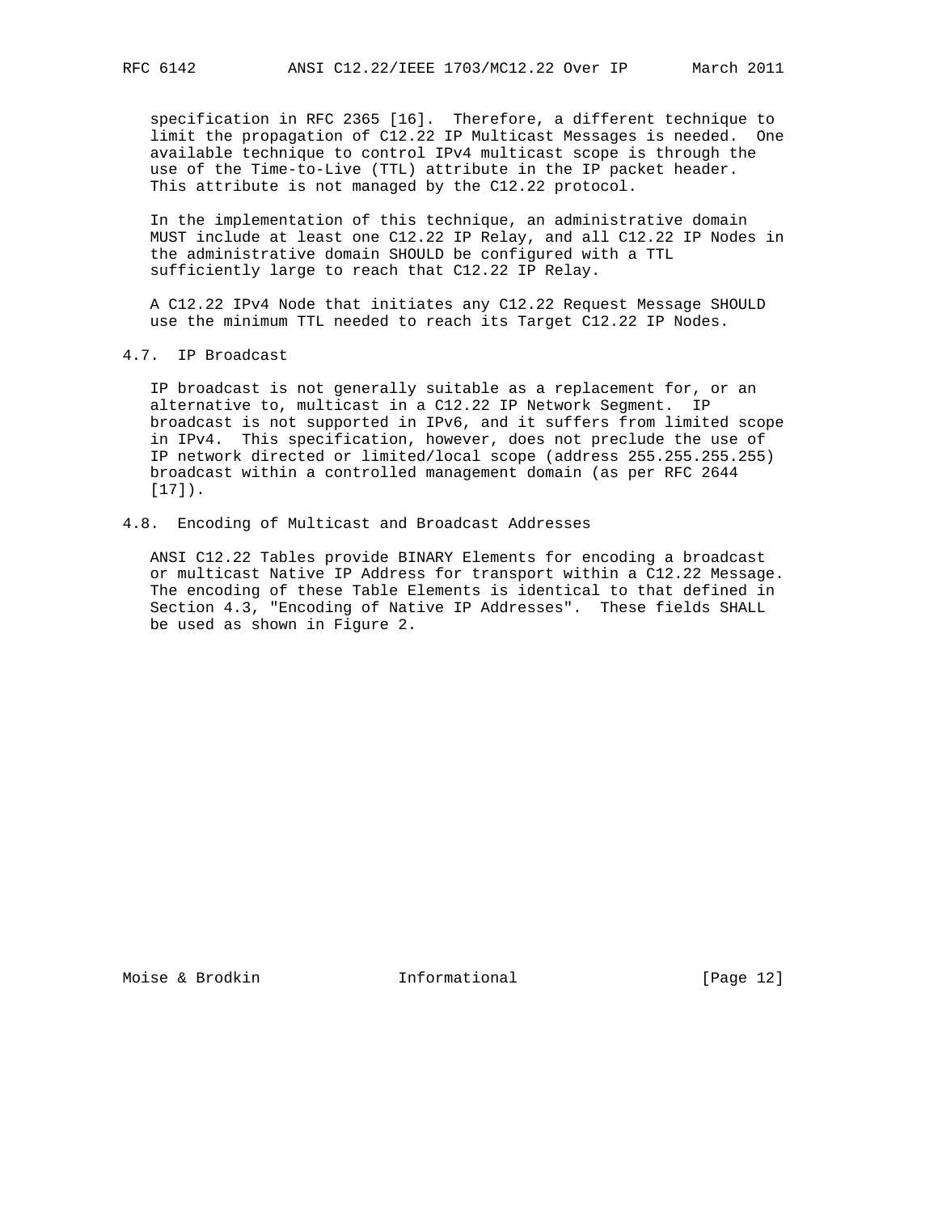specification in RFC 2365 [16]. Therefore, a different technique to limit the propagation of C12.22 IP Multicast Messages is needed. One available technique to control IPv4 multicast scope is through the use of the Time-to-Live (TTL) attribute in the IP packet header. This attribute is not managed by the C12.22 protocol.

In the implementation of this technique, an administrative domain MUST include at least one C12.22 IP Relay, and all C12.22 IP Nodes in the administrative domain SHOULD be configured with a TTL sufficiently large to reach that C12.22 IP Relay.

A C12.22 IPv4 Node that initiates any C12.22 Request Message SHOULD use the minimum TTL needed to reach its Target C12.22 IP Nodes.

## 4.7. IP Broadcast

IP broadcast is not generally suitable as a replacement for, or an alternative to, multicast in a C12.22 IP Network Segment. IP broadcast is not supported in IPv6, and it suffers from limited scope in IPv4. This specification, however, does not preclude the use of IP network directed or limited/local scope (address 255.255.255.255) broadcast within a controlled management domain (as per RFC 2644 [17]).

## 4.8. Encoding of Multicast and Broadcast Addresses

ANSI C12.22 Tables provide BINARY Elements for encoding a broadcast or multicast Native IP Address for transport within a C12.22 Message. The encoding of these Table Elements is identical to that defined in Section 4.3, "Encoding of Native IP Addresses". These fields SHALL be used as shown in Figure 2.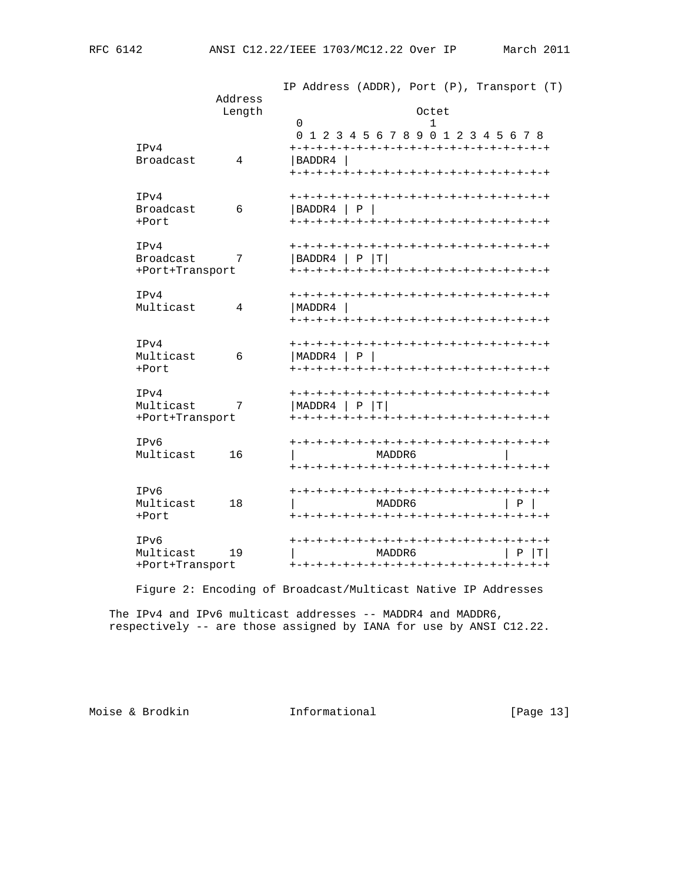```
                       IP Address (ADDR), Port (P), Transport (T)
             Address
              Length                      Octet
                         0                   1
                         0 1 2 3 4 5 6 7 8 9 0 1 2 3 4 5 6 7 8
    IPv4                 +-+-+-+-+-+-+-+-+-+-+-+-+-+-+-+-+-+-+-+
    Broadcast      4     |BADDR4 |
                         +-+-+-+-+-+-+-+-+-+-+-+-+-+-+-+-+-+-+-+

    IPv4                 +-+-+-+-+-+-+-+-+-+-+-+-+-+-+-+-+-+-+-+
    Broadcast      6     |BADDR4 | P |
    +Port                +-+-+-+-+-+-+-+-+-+-+-+-+-+-+-+-+-+-+-+

    IPv4                 +-+-+-+-+-+-+-+-+-+-+-+-+-+-+-+-+-+-+-+
    Broadcast      7     |BADDR4 | P |T|
    +Port+Transport      +-+-+-+-+-+-+-+-+-+-+-+-+-+-+-+-+-+-+-+

    IPv4                 +-+-+-+-+-+-+-+-+-+-+-+-+-+-+-+-+-+-+-+
    Multicast      4     |MADDR4 |
                         +-+-+-+-+-+-+-+-+-+-+-+-+-+-+-+-+-+-+-+

    IPv4                 +-+-+-+-+-+-+-+-+-+-+-+-+-+-+-+-+-+-+-+
    Multicast      6     |MADDR4 | P |
    +Port                +-+-+-+-+-+-+-+-+-+-+-+-+-+-+-+-+-+-+-+

    IPv4                 +-+-+-+-+-+-+-+-+-+-+-+-+-+-+-+-+-+-+-+
    Multicast      7     |MADDR4 | P |T|
    +Port+Transport      +-+-+-+-+-+-+-+-+-+-+-+-+-+-+-+-+-+-+-+

    IPv6                 +-+-+-+-+-+-+-+-+-+-+-+-+-+-+-+-+-+-+-+
    Multicast     16     |           MADDR6              |
                         +-+-+-+-+-+-+-+-+-+-+-+-+-+-+-+-+-+-+-+

    IPv6                 +-+-+-+-+-+-+-+-+-+-+-+-+-+-+-+-+-+-+-+
    Multicast     18     |           MADDR6              | P |
    +Port                +-+-+-+-+-+-+-+-+-+-+-+-+-+-+-+-+-+-+-+

    IPv6                 +-+-+-+-+-+-+-+-+-+-+-+-+-+-+-+-+-+-+-+
    Multicast     19     |           MADDR6              | P |T|
    +Port+Transport      +-+-+-+-+-+-+-+-+-+-+-+-+-+-+-+-+-+-+-+
```

Figure 2: Encoding of Broadcast/Multicast Native IP Addresses

The IPv4 and IPv6 multicast addresses -- MADDR4 and MADDR6, respectively -- are those assigned by IANA for use by ANSI C12.22.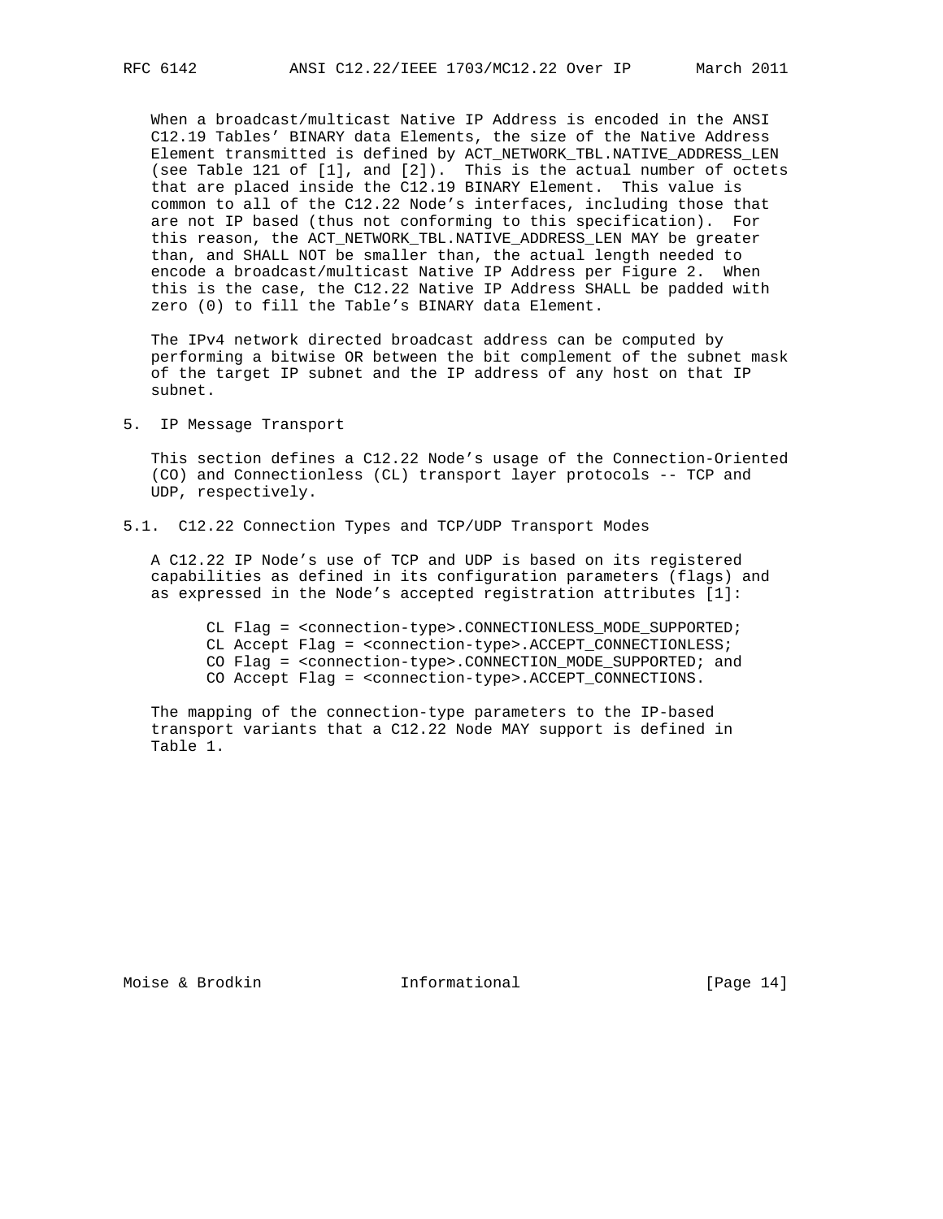When a broadcast/multicast Native IP Address is encoded in the ANSI C12.19 Tables' BINARY data Elements, the size of the Native Address Element transmitted is defined by ACT_NETWORK_TBL.NATIVE_ADDRESS_LEN (see Table 121 of [1], and [2]). This is the actual number of octets that are placed inside the C12.19 BINARY Element. This value is common to all of the C12.22 Node's interfaces, including those that are not IP based (thus not conforming to this specification). For this reason, the ACT_NETWORK_TBL.NATIVE_ADDRESS_LEN MAY be greater than, and SHALL NOT be smaller than, the actual length needed to encode a broadcast/multicast Native IP Address per Figure 2. When this is the case, the C12.22 Native IP Address SHALL be padded with zero (0) to fill the Table's BINARY data Element.

The IPv4 network directed broadcast address can be computed by performing a bitwise OR between the bit complement of the subnet mask of the target IP subnet and the IP address of any host on that IP subnet.

## 5. IP Message Transport

This section defines a C12.22 Node's usage of the Connection-Oriented (CO) and Connectionless (CL) transport layer protocols -- TCP and UDP, respectively.

### 5.1. C12.22 Connection Types and TCP/UDP Transport Modes

A C12.22 IP Node's use of TCP and UDP is based on its registered capabilities as defined in its configuration parameters (flags) and as expressed in the Node's accepted registration attributes [1]:

```
CL Flag = <connection-type>.CONNECTIONLESS_MODE_SUPPORTED;
CL Accept Flag = <connection-type>.ACCEPT_CONNECTIONLESS;
CO Flag = <connection-type>.CONNECTION_MODE_SUPPORTED; and
CO Accept Flag = <connection-type>.ACCEPT_CONNECTIONS.
```

The mapping of the connection-type parameters to the IP-based transport variants that a C12.22 Node MAY support is defined in Table 1.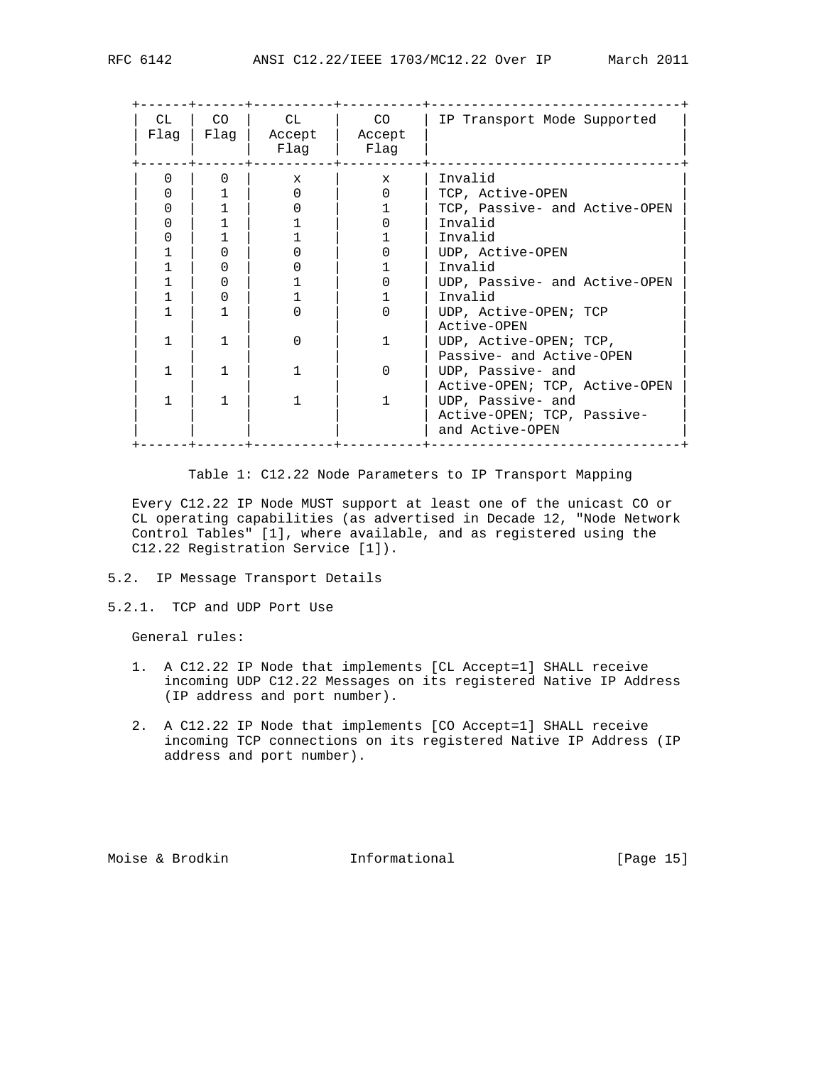| CL Flag | CO Flag | CL Accept Flag | CO Accept Flag | IP Transport Mode Supported |
|---|---|---|---|---|
| 0 | 0 | x | x | Invalid |
| 0 | 1 | 0 | 0 | TCP, Active-OPEN |
| 0 | 1 | 0 | 1 | TCP, Passive- and Active-OPEN |
| 0 | 1 | 1 | 0 | Invalid |
| 0 | 1 | 1 | 1 | Invalid |
| 1 | 0 | 0 | 0 | UDP, Active-OPEN |
| 1 | 0 | 0 | 1 | Invalid |
| 1 | 0 | 1 | 0 | UDP, Passive- and Active-OPEN |
| 1 | 0 | 1 | 1 | Invalid |
| 1 | 1 | 0 | 0 | UDP, Active-OPEN; TCP Active-OPEN |
| 1 | 1 | 0 | 1 | UDP, Active-OPEN; TCP, Passive- and Active-OPEN |
| 1 | 1 | 1 | 0 | UDP, Passive- and Active-OPEN; TCP, Active-OPEN |
| 1 | 1 | 1 | 1 | UDP, Passive- and Active-OPEN; TCP, Passive- and Active-OPEN |

Table 1: C12.22 Node Parameters to IP Transport Mapping

Every C12.22 IP Node MUST support at least one of the unicast CO or CL operating capabilities (as advertised in Decade 12, "Node Network Control Tables" [1], where available, and as registered using the C12.22 Registration Service [1]).

## 5.2. IP Message Transport Details

### 5.2.1. TCP and UDP Port Use

General rules:

1. A C12.22 IP Node that implements [CL Accept=1] SHALL receive incoming UDP C12.22 Messages on its registered Native IP Address (IP address and port number).

2. A C12.22 IP Node that implements [CO Accept=1] SHALL receive incoming TCP connections on its registered Native IP Address (IP address and port number).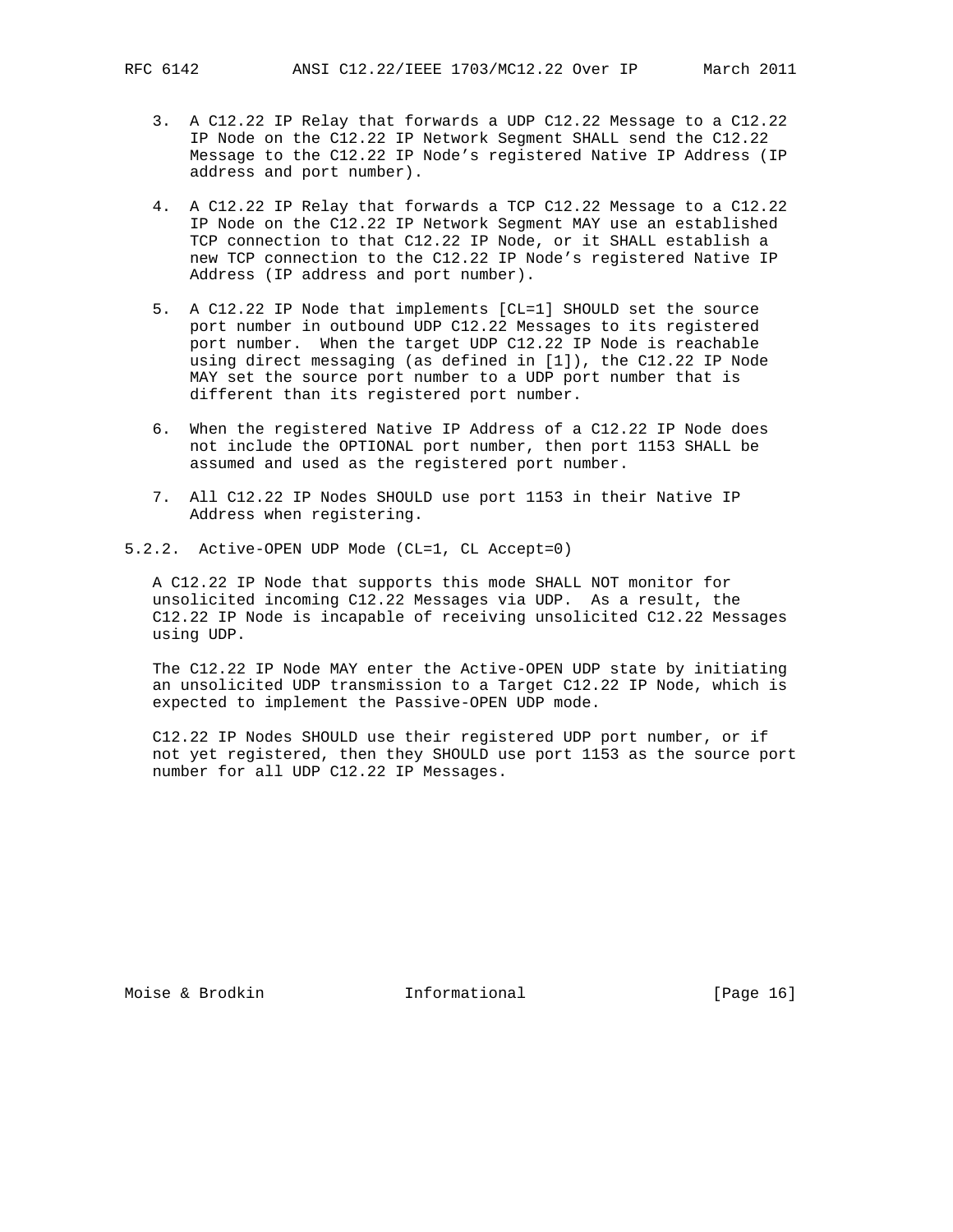3. A C12.22 IP Relay that forwards a UDP C12.22 Message to a C12.22 IP Node on the C12.22 IP Network Segment SHALL send the C12.22 Message to the C12.22 IP Node's registered Native IP Address (IP address and port number).

4. A C12.22 IP Relay that forwards a TCP C12.22 Message to a C12.22 IP Node on the C12.22 IP Network Segment MAY use an established TCP connection to that C12.22 IP Node, or it SHALL establish a new TCP connection to the C12.22 IP Node's registered Native IP Address (IP address and port number).

5. A C12.22 IP Node that implements [CL=1] SHOULD set the source port number in outbound UDP C12.22 Messages to its registered port number. When the target UDP C12.22 IP Node is reachable using direct messaging (as defined in [1]), the C12.22 IP Node MAY set the source port number to a UDP port number that is different than its registered port number.

6. When the registered Native IP Address of a C12.22 IP Node does not include the OPTIONAL port number, then port 1153 SHALL be assumed and used as the registered port number.

7. All C12.22 IP Nodes SHOULD use port 1153 in their Native IP Address when registering.

### 5.2.2. Active-OPEN UDP Mode (CL=1, CL Accept=0)

A C12.22 IP Node that supports this mode SHALL NOT monitor for unsolicited incoming C12.22 Messages via UDP. As a result, the C12.22 IP Node is incapable of receiving unsolicited C12.22 Messages using UDP.

The C12.22 IP Node MAY enter the Active-OPEN UDP state by initiating an unsolicited UDP transmission to a Target C12.22 IP Node, which is expected to implement the Passive-OPEN UDP mode.

C12.22 IP Nodes SHOULD use their registered UDP port number, or if not yet registered, then they SHOULD use port 1153 as the source port number for all UDP C12.22 IP Messages.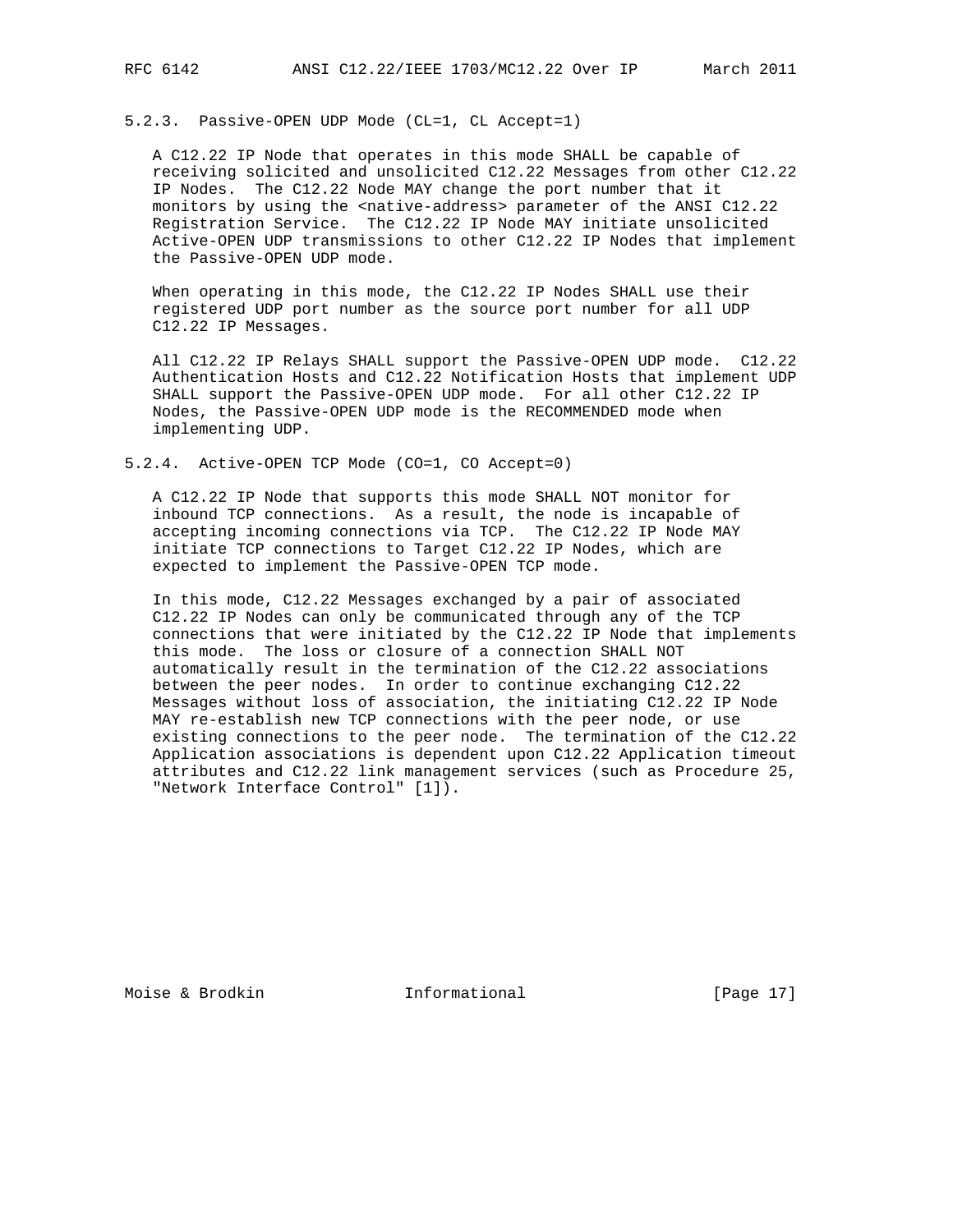### 5.2.3. Passive-OPEN UDP Mode (CL=1, CL Accept=1)

A C12.22 IP Node that operates in this mode SHALL be capable of receiving solicited and unsolicited C12.22 Messages from other C12.22 IP Nodes. The C12.22 Node MAY change the port number that it monitors by using the <native-address> parameter of the ANSI C12.22 Registration Service. The C12.22 IP Node MAY initiate unsolicited Active-OPEN UDP transmissions to other C12.22 IP Nodes that implement the Passive-OPEN UDP mode.

When operating in this mode, the C12.22 IP Nodes SHALL use their registered UDP port number as the source port number for all UDP C12.22 IP Messages.

All C12.22 IP Relays SHALL support the Passive-OPEN UDP mode. C12.22 Authentication Hosts and C12.22 Notification Hosts that implement UDP SHALL support the Passive-OPEN UDP mode. For all other C12.22 IP Nodes, the Passive-OPEN UDP mode is the RECOMMENDED mode when implementing UDP.

### 5.2.4. Active-OPEN TCP Mode (CO=1, CO Accept=0)

A C12.22 IP Node that supports this mode SHALL NOT monitor for inbound TCP connections. As a result, the node is incapable of accepting incoming connections via TCP. The C12.22 IP Node MAY initiate TCP connections to Target C12.22 IP Nodes, which are expected to implement the Passive-OPEN TCP mode.

In this mode, C12.22 Messages exchanged by a pair of associated C12.22 IP Nodes can only be communicated through any of the TCP connections that were initiated by the C12.22 IP Node that implements this mode. The loss or closure of a connection SHALL NOT automatically result in the termination of the C12.22 associations between the peer nodes. In order to continue exchanging C12.22 Messages without loss of association, the initiating C12.22 IP Node MAY re-establish new TCP connections with the peer node, or use existing connections to the peer node. The termination of the C12.22 Application associations is dependent upon C12.22 Application timeout attributes and C12.22 link management services (such as Procedure 25, "Network Interface Control" [1]).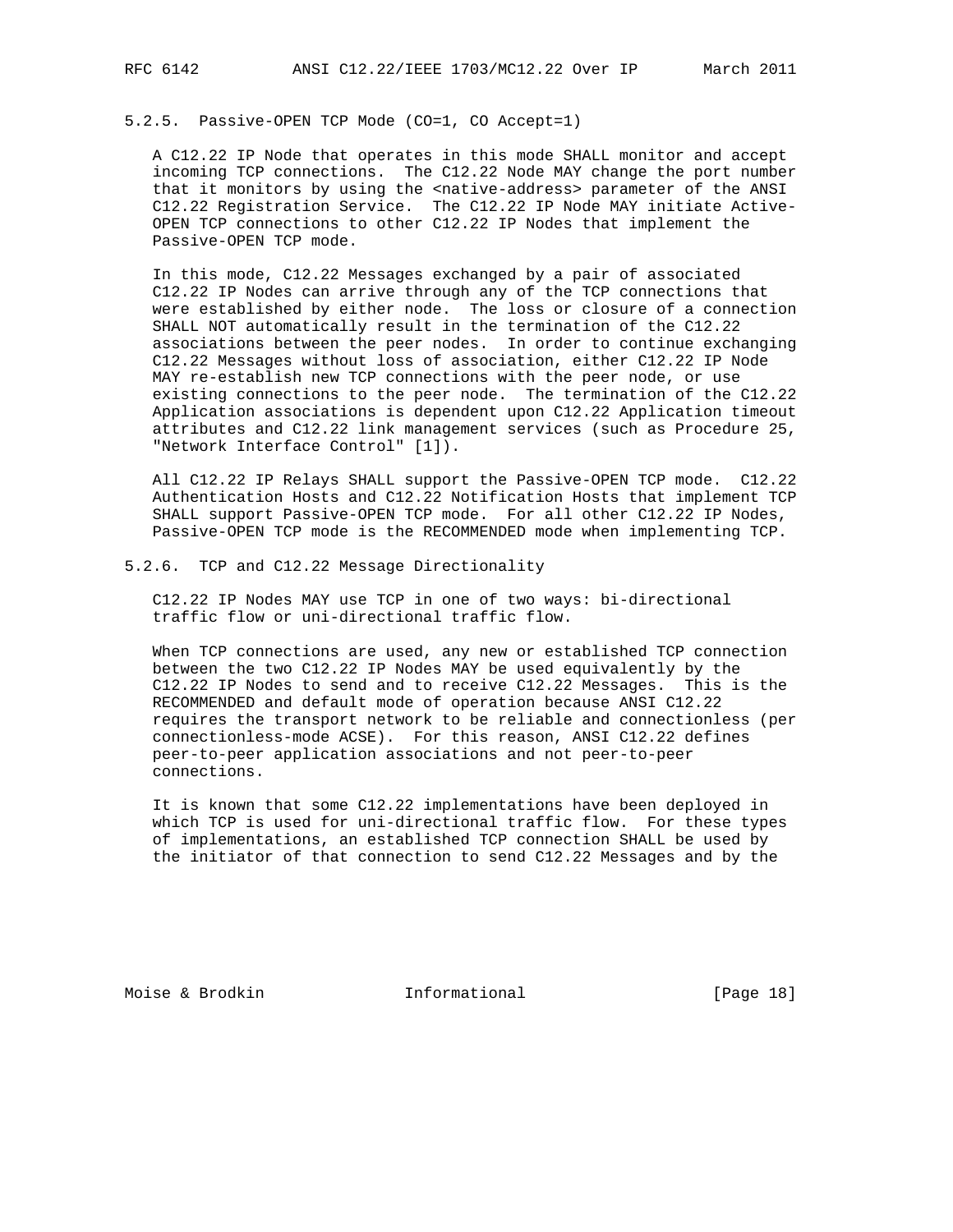### 5.2.5. Passive-OPEN TCP Mode (CO=1, CO Accept=1)

A C12.22 IP Node that operates in this mode SHALL monitor and accept incoming TCP connections. The C12.22 Node MAY change the port number that it monitors by using the <native-address> parameter of the ANSI C12.22 Registration Service. The C12.22 IP Node MAY initiate Active-OPEN TCP connections to other C12.22 IP Nodes that implement the Passive-OPEN TCP mode.

In this mode, C12.22 Messages exchanged by a pair of associated C12.22 IP Nodes can arrive through any of the TCP connections that were established by either node. The loss or closure of a connection SHALL NOT automatically result in the termination of the C12.22 associations between the peer nodes. In order to continue exchanging C12.22 Messages without loss of association, either C12.22 IP Node MAY re-establish new TCP connections with the peer node, or use existing connections to the peer node. The termination of the C12.22 Application associations is dependent upon C12.22 Application timeout attributes and C12.22 link management services (such as Procedure 25, "Network Interface Control" [1]).

All C12.22 IP Relays SHALL support the Passive-OPEN TCP mode. C12.22 Authentication Hosts and C12.22 Notification Hosts that implement TCP SHALL support Passive-OPEN TCP mode. For all other C12.22 IP Nodes, Passive-OPEN TCP mode is the RECOMMENDED mode when implementing TCP.

### 5.2.6. TCP and C12.22 Message Directionality

C12.22 IP Nodes MAY use TCP in one of two ways: bi-directional traffic flow or uni-directional traffic flow.

When TCP connections are used, any new or established TCP connection between the two C12.22 IP Nodes MAY be used equivalently by the C12.22 IP Nodes to send and to receive C12.22 Messages. This is the RECOMMENDED and default mode of operation because ANSI C12.22 requires the transport network to be reliable and connectionless (per connectionless-mode ACSE). For this reason, ANSI C12.22 defines peer-to-peer application associations and not peer-to-peer connections.

It is known that some C12.22 implementations have been deployed in which TCP is used for uni-directional traffic flow. For these types of implementations, an established TCP connection SHALL be used by the initiator of that connection to send C12.22 Messages and by the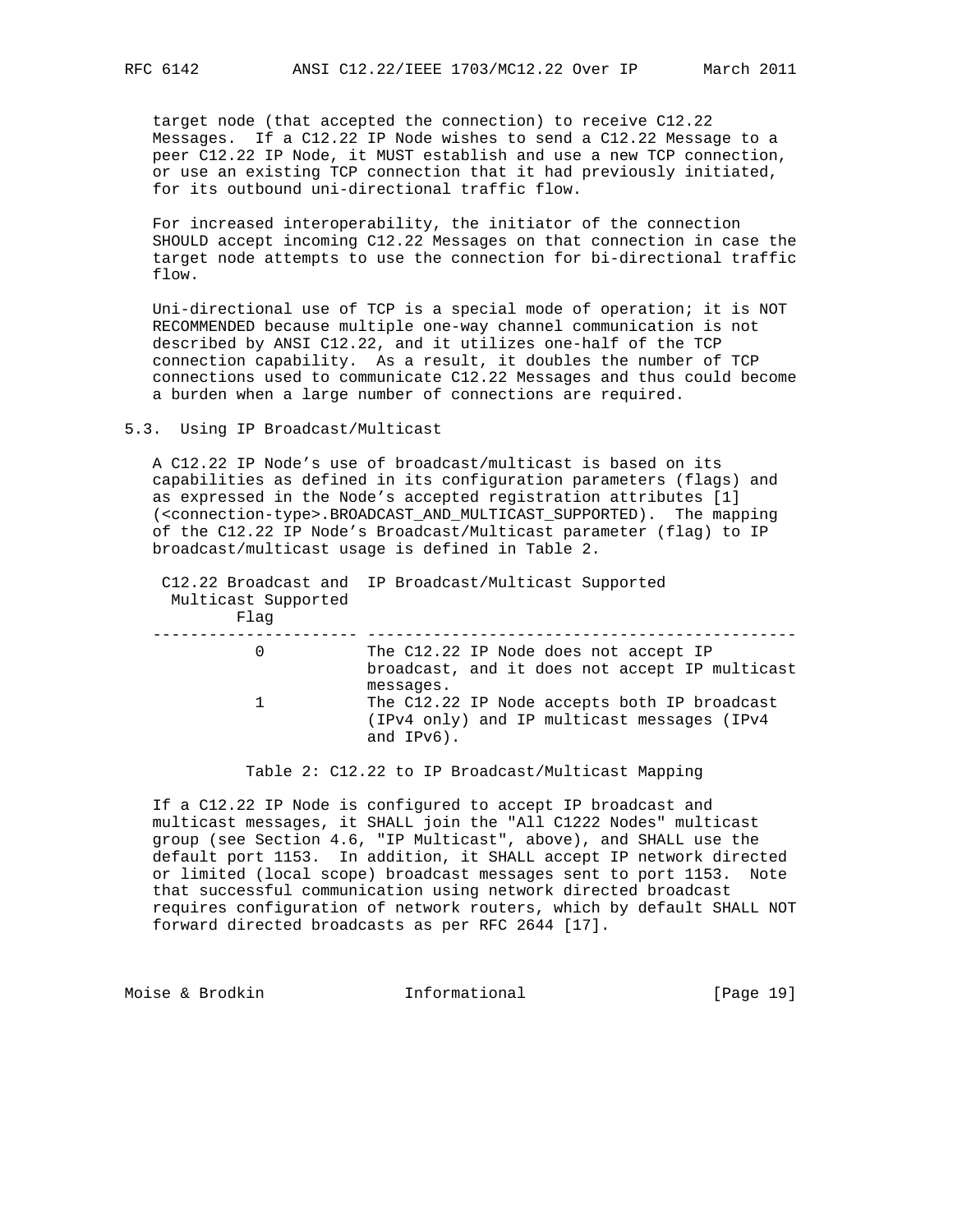target node (that accepted the connection) to receive C12.22 Messages. If a C12.22 IP Node wishes to send a C12.22 Message to a peer C12.22 IP Node, it MUST establish and use a new TCP connection, or use an existing TCP connection that it had previously initiated, for its outbound uni-directional traffic flow.

For increased interoperability, the initiator of the connection SHOULD accept incoming C12.22 Messages on that connection in case the target node attempts to use the connection for bi-directional traffic flow.

Uni-directional use of TCP is a special mode of operation; it is NOT RECOMMENDED because multiple one-way channel communication is not described by ANSI C12.22, and it utilizes one-half of the TCP connection capability. As a result, it doubles the number of TCP connections used to communicate C12.22 Messages and thus could become a burden when a large number of connections are required.

## 5.3. Using IP Broadcast/Multicast

A C12.22 IP Node's use of broadcast/multicast is based on its capabilities as defined in its configuration parameters (flags) and as expressed in the Node's accepted registration attributes [1] (<connection-type>.BROADCAST_AND_MULTICAST_SUPPORTED). The mapping of the C12.22 IP Node's Broadcast/Multicast parameter (flag) to IP broadcast/multicast usage is defined in Table 2.

| C12.22 Broadcast and Multicast Supported Flag | IP Broadcast/Multicast Supported |
|---|---|
| 0 | The C12.22 IP Node does not accept IP broadcast, and it does not accept IP multicast messages. |
| 1 | The C12.22 IP Node accepts both IP broadcast (IPv4 only) and IP multicast messages (IPv4 and IPv6). |

Table 2: C12.22 to IP Broadcast/Multicast Mapping

If a C12.22 IP Node is configured to accept IP broadcast and multicast messages, it SHALL join the "All C1222 Nodes" multicast group (see Section 4.6, "IP Multicast", above), and SHALL use the default port 1153. In addition, it SHALL accept IP network directed or limited (local scope) broadcast messages sent to port 1153. Note that successful communication using network directed broadcast requires configuration of network routers, which by default SHALL NOT forward directed broadcasts as per RFC 2644 [17].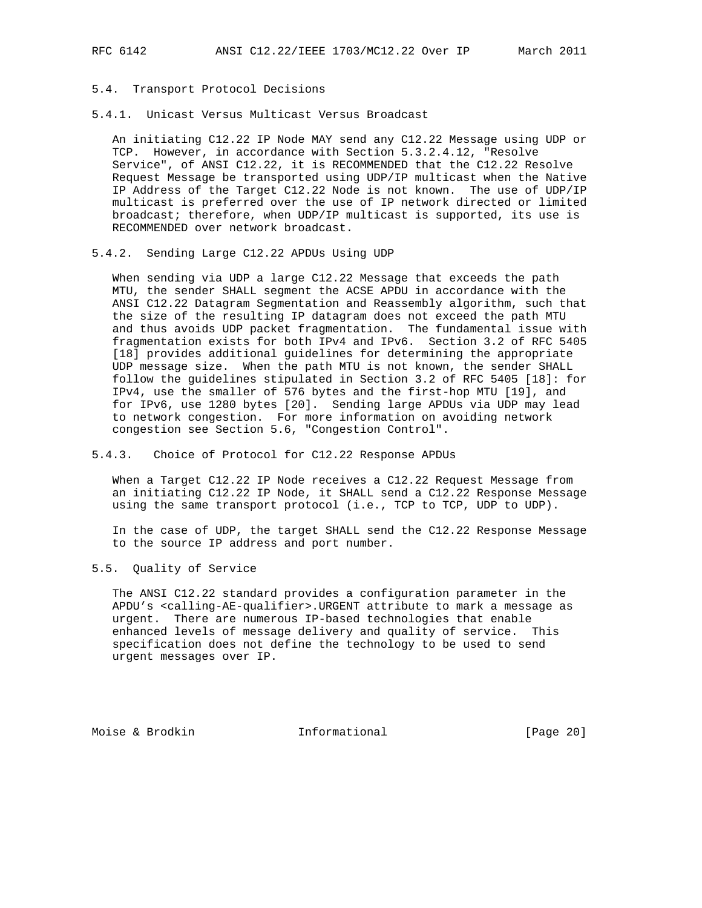### 5.4. Transport Protocol Decisions

#### 5.4.1. Unicast Versus Multicast Versus Broadcast

An initiating C12.22 IP Node MAY send any C12.22 Message using UDP or TCP. However, in accordance with Section 5.3.2.4.12, "Resolve Service", of ANSI C12.22, it is RECOMMENDED that the C12.22 Resolve Request Message be transported using UDP/IP multicast when the Native IP Address of the Target C12.22 Node is not known. The use of UDP/IP multicast is preferred over the use of IP network directed or limited broadcast; therefore, when UDP/IP multicast is supported, its use is RECOMMENDED over network broadcast.

#### 5.4.2. Sending Large C12.22 APDUs Using UDP

When sending via UDP a large C12.22 Message that exceeds the path MTU, the sender SHALL segment the ACSE APDU in accordance with the ANSI C12.22 Datagram Segmentation and Reassembly algorithm, such that the size of the resulting IP datagram does not exceed the path MTU and thus avoids UDP packet fragmentation. The fundamental issue with fragmentation exists for both IPv4 and IPv6. Section 3.2 of RFC 5405 [18] provides additional guidelines for determining the appropriate UDP message size. When the path MTU is not known, the sender SHALL follow the guidelines stipulated in Section 3.2 of RFC 5405 [18]: for IPv4, use the smaller of 576 bytes and the first-hop MTU [19], and for IPv6, use 1280 bytes [20]. Sending large APDUs via UDP may lead to network congestion. For more information on avoiding network congestion see Section 5.6, "Congestion Control".

#### 5.4.3. Choice of Protocol for C12.22 Response APDUs

When a Target C12.22 IP Node receives a C12.22 Request Message from an initiating C12.22 IP Node, it SHALL send a C12.22 Response Message using the same transport protocol (i.e., TCP to TCP, UDP to UDP).

In the case of UDP, the target SHALL send the C12.22 Response Message to the source IP address and port number.

### 5.5. Quality of Service

The ANSI C12.22 standard provides a configuration parameter in the APDU's <calling-AE-qualifier>.URGENT attribute to mark a message as urgent. There are numerous IP-based technologies that enable enhanced levels of message delivery and quality of service. This specification does not define the technology to be used to send urgent messages over IP.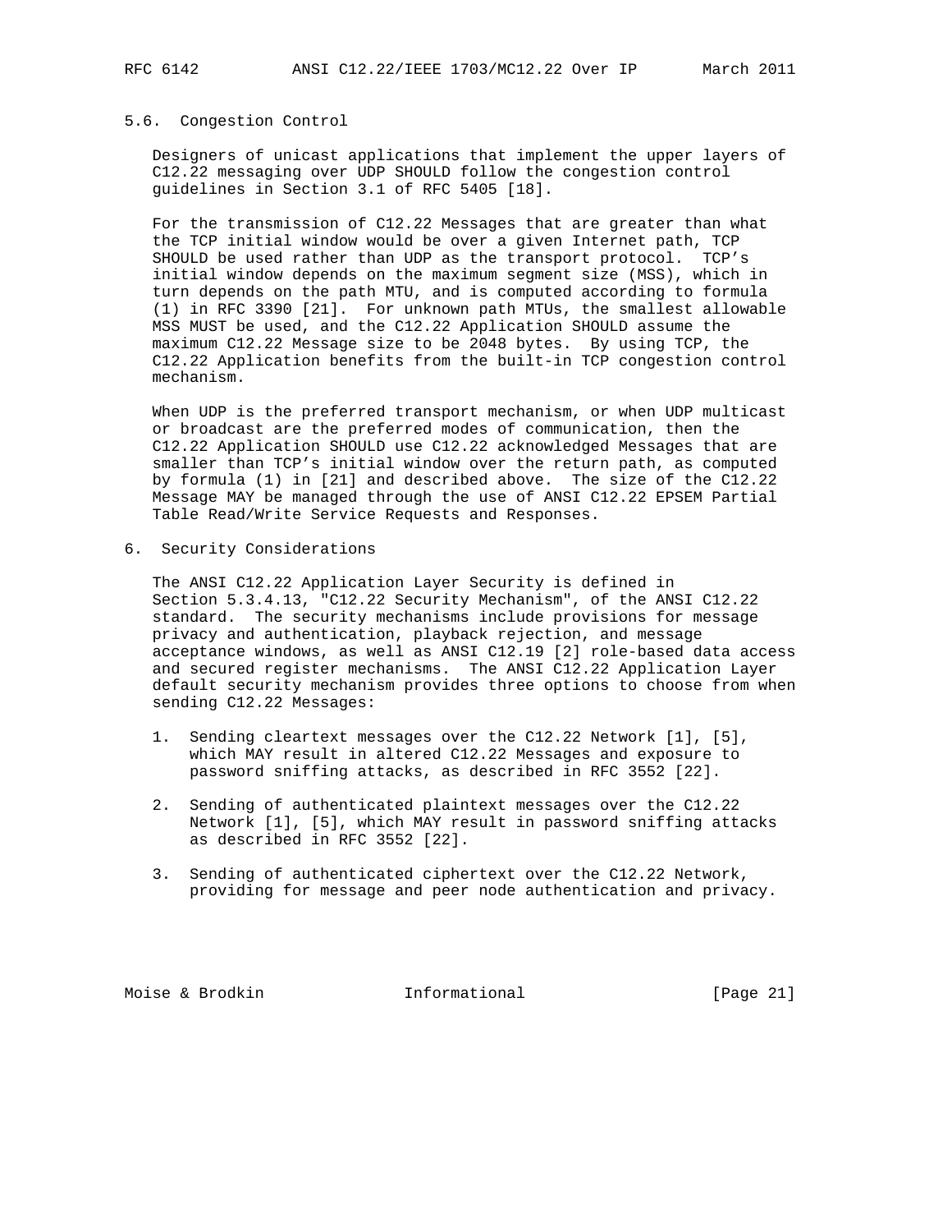### 5.6. Congestion Control

Designers of unicast applications that implement the upper layers of C12.22 messaging over UDP SHOULD follow the congestion control guidelines in Section 3.1 of RFC 5405 [18].

For the transmission of C12.22 Messages that are greater than what the TCP initial window would be over a given Internet path, TCP SHOULD be used rather than UDP as the transport protocol. TCP's initial window depends on the maximum segment size (MSS), which in turn depends on the path MTU, and is computed according to formula (1) in RFC 3390 [21]. For unknown path MTUs, the smallest allowable MSS MUST be used, and the C12.22 Application SHOULD assume the maximum C12.22 Message size to be 2048 bytes. By using TCP, the C12.22 Application benefits from the built-in TCP congestion control mechanism.

When UDP is the preferred transport mechanism, or when UDP multicast or broadcast are the preferred modes of communication, then the C12.22 Application SHOULD use C12.22 acknowledged Messages that are smaller than TCP's initial window over the return path, as computed by formula (1) in [21] and described above. The size of the C12.22 Message MAY be managed through the use of ANSI C12.22 EPSEM Partial Table Read/Write Service Requests and Responses.

## 6. Security Considerations

The ANSI C12.22 Application Layer Security is defined in Section 5.3.4.13, "C12.22 Security Mechanism", of the ANSI C12.22 standard. The security mechanisms include provisions for message privacy and authentication, playback rejection, and message acceptance windows, as well as ANSI C12.19 [2] role-based data access and secured register mechanisms. The ANSI C12.22 Application Layer default security mechanism provides three options to choose from when sending C12.22 Messages:

1. Sending cleartext messages over the C12.22 Network [1], [5], which MAY result in altered C12.22 Messages and exposure to password sniffing attacks, as described in RFC 3552 [22].

2. Sending of authenticated plaintext messages over the C12.22 Network [1], [5], which MAY result in password sniffing attacks as described in RFC 3552 [22].

3. Sending of authenticated ciphertext over the C12.22 Network, providing for message and peer node authentication and privacy.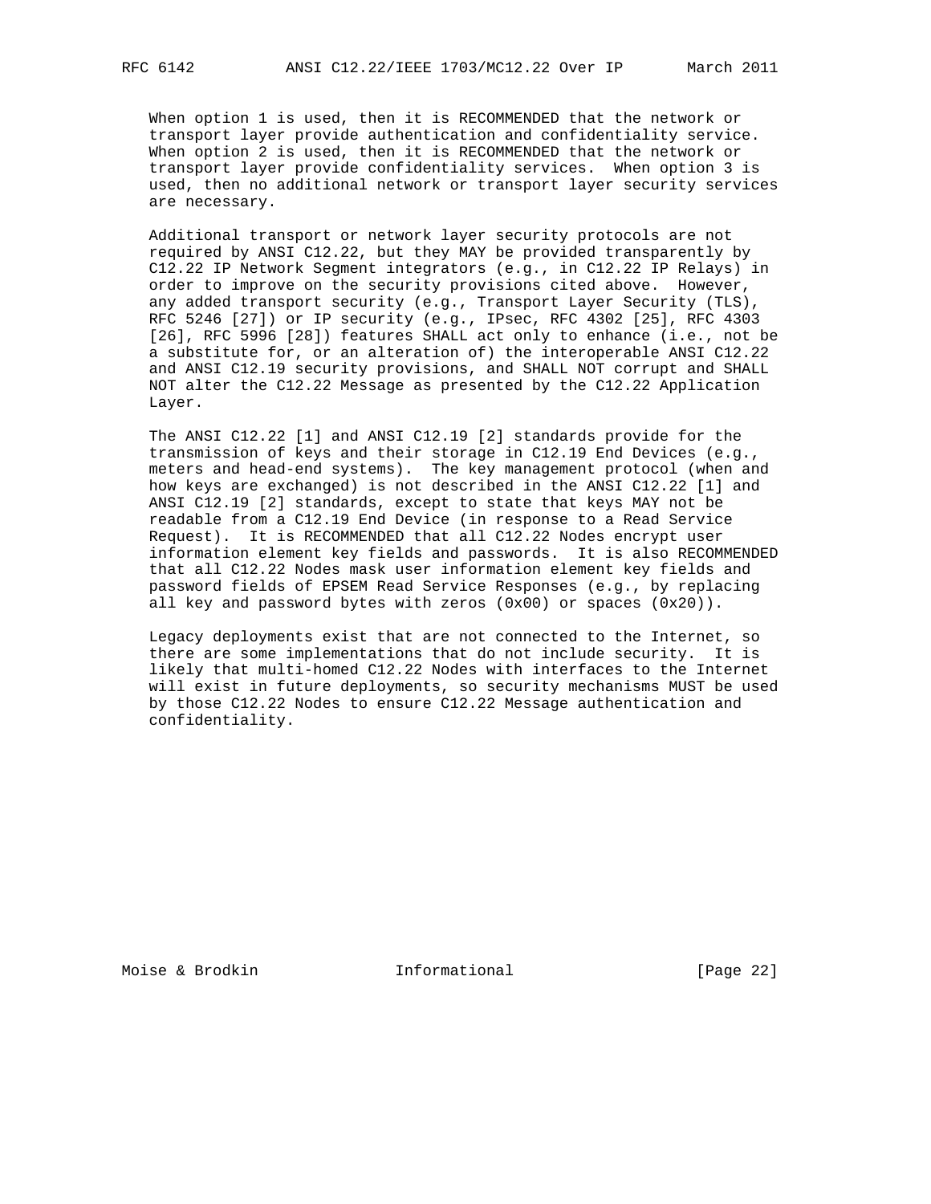When option 1 is used, then it is RECOMMENDED that the network or transport layer provide authentication and confidentiality service. When option 2 is used, then it is RECOMMENDED that the network or transport layer provide confidentiality services. When option 3 is used, then no additional network or transport layer security services are necessary.

Additional transport or network layer security protocols are not required by ANSI C12.22, but they MAY be provided transparently by C12.22 IP Network Segment integrators (e.g., in C12.22 IP Relays) in order to improve on the security provisions cited above. However, any added transport security (e.g., Transport Layer Security (TLS), RFC 5246 [27]) or IP security (e.g., IPsec, RFC 4302 [25], RFC 4303 [26], RFC 5996 [28]) features SHALL act only to enhance (i.e., not be a substitute for, or an alteration of) the interoperable ANSI C12.22 and ANSI C12.19 security provisions, and SHALL NOT corrupt and SHALL NOT alter the C12.22 Message as presented by the C12.22 Application Layer.

The ANSI C12.22 [1] and ANSI C12.19 [2] standards provide for the transmission of keys and their storage in C12.19 End Devices (e.g., meters and head-end systems). The key management protocol (when and how keys are exchanged) is not described in the ANSI C12.22 [1] and ANSI C12.19 [2] standards, except to state that keys MAY not be readable from a C12.19 End Device (in response to a Read Service Request). It is RECOMMENDED that all C12.22 Nodes encrypt user information element key fields and passwords. It is also RECOMMENDED that all C12.22 Nodes mask user information element key fields and password fields of EPSEM Read Service Responses (e.g., by replacing all key and password bytes with zeros (0x00) or spaces (0x20)).

Legacy deployments exist that are not connected to the Internet, so there are some implementations that do not include security. It is likely that multi-homed C12.22 Nodes with interfaces to the Internet will exist in future deployments, so security mechanisms MUST be used by those C12.22 Nodes to ensure C12.22 Message authentication and confidentiality.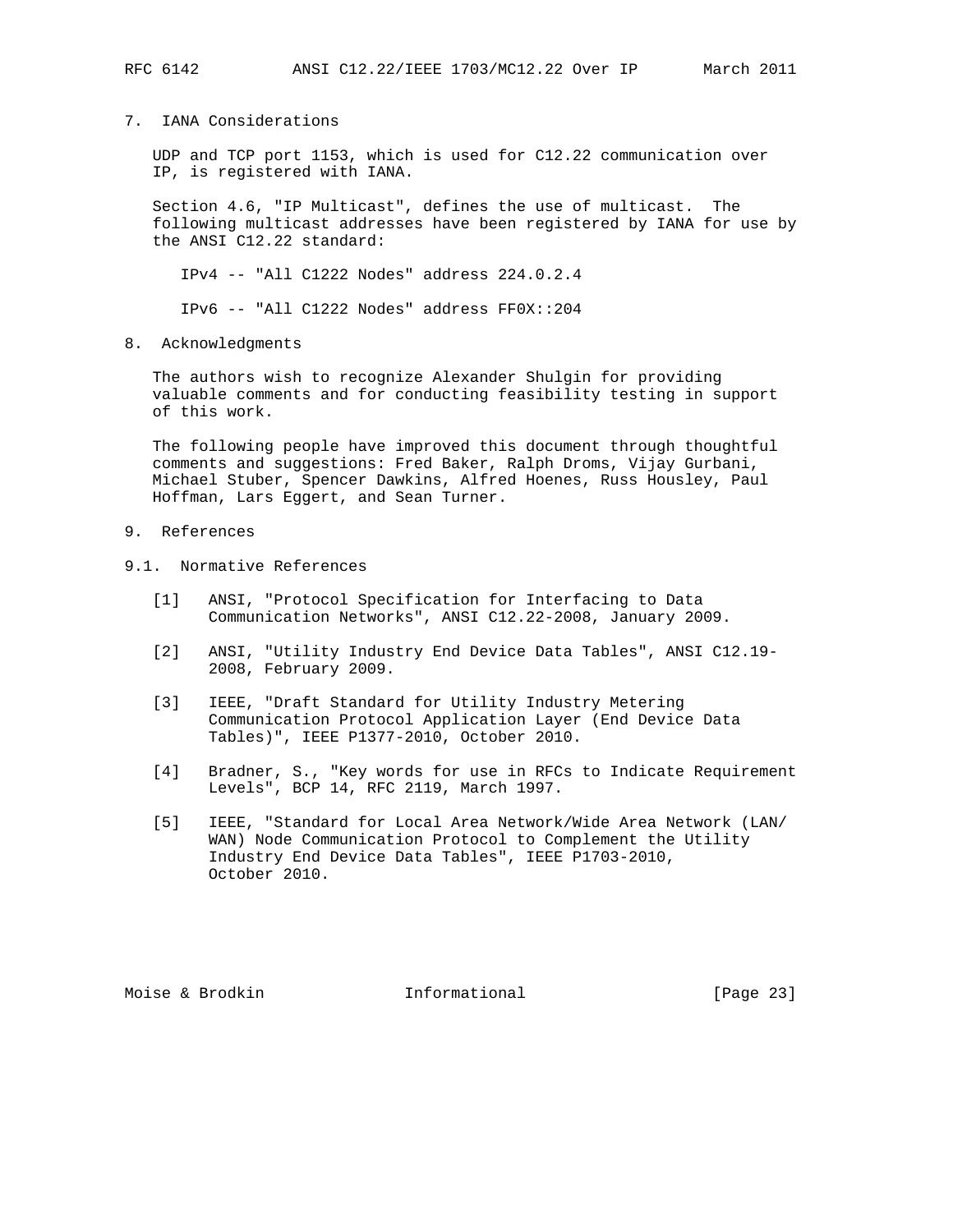## 7. IANA Considerations

UDP and TCP port 1153, which is used for C12.22 communication over IP, is registered with IANA.

Section 4.6, "IP Multicast", defines the use of multicast. The following multicast addresses have been registered by IANA for use by the ANSI C12.22 standard:

IPv4 -- "All C1222 Nodes" address 224.0.2.4

IPv6 -- "All C1222 Nodes" address FF0X::204

## 8. Acknowledgments

The authors wish to recognize Alexander Shulgin for providing valuable comments and for conducting feasibility testing in support of this work.

The following people have improved this document through thoughtful comments and suggestions: Fred Baker, Ralph Droms, Vijay Gurbani, Michael Stuber, Spencer Dawkins, Alfred Hoenes, Russ Housley, Paul Hoffman, Lars Eggert, and Sean Turner.

## 9. References

### 9.1. Normative References

[1] ANSI, "Protocol Specification for Interfacing to Data Communication Networks", ANSI C12.22-2008, January 2009.

[2] ANSI, "Utility Industry End Device Data Tables", ANSI C12.19-2008, February 2009.

[3] IEEE, "Draft Standard for Utility Industry Metering Communication Protocol Application Layer (End Device Data Tables)", IEEE P1377-2010, October 2010.

[4] Bradner, S., "Key words for use in RFCs to Indicate Requirement Levels", BCP 14, RFC 2119, March 1997.

[5] IEEE, "Standard for Local Area Network/Wide Area Network (LAN/WAN) Node Communication Protocol to Complement the Utility Industry End Device Data Tables", IEEE P1703-2010, October 2010.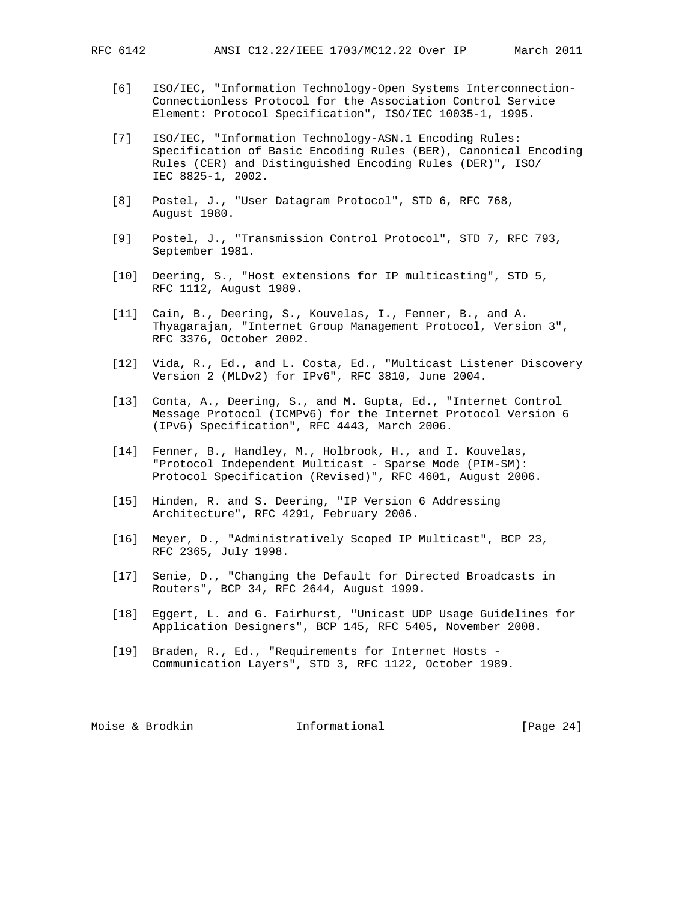[6] ISO/IEC, "Information Technology-Open Systems Interconnection-Connectionless Protocol for the Association Control Service Element: Protocol Specification", ISO/IEC 10035-1, 1995.

[7] ISO/IEC, "Information Technology-ASN.1 Encoding Rules: Specification of Basic Encoding Rules (BER), Canonical Encoding Rules (CER) and Distinguished Encoding Rules (DER)", ISO/IEC 8825-1, 2002.

[8] Postel, J., "User Datagram Protocol", STD 6, RFC 768, August 1980.

[9] Postel, J., "Transmission Control Protocol", STD 7, RFC 793, September 1981.

[10] Deering, S., "Host extensions for IP multicasting", STD 5, RFC 1112, August 1989.

[11] Cain, B., Deering, S., Kouvelas, I., Fenner, B., and A. Thyagarajan, "Internet Group Management Protocol, Version 3", RFC 3376, October 2002.

[12] Vida, R., Ed., and L. Costa, Ed., "Multicast Listener Discovery Version 2 (MLDv2) for IPv6", RFC 3810, June 2004.

[13] Conta, A., Deering, S., and M. Gupta, Ed., "Internet Control Message Protocol (ICMPv6) for the Internet Protocol Version 6 (IPv6) Specification", RFC 4443, March 2006.

[14] Fenner, B., Handley, M., Holbrook, H., and I. Kouvelas, "Protocol Independent Multicast - Sparse Mode (PIM-SM): Protocol Specification (Revised)", RFC 4601, August 2006.

[15] Hinden, R. and S. Deering, "IP Version 6 Addressing Architecture", RFC 4291, February 2006.

[16] Meyer, D., "Administratively Scoped IP Multicast", BCP 23, RFC 2365, July 1998.

[17] Senie, D., "Changing the Default for Directed Broadcasts in Routers", BCP 34, RFC 2644, August 1999.

[18] Eggert, L. and G. Fairhurst, "Unicast UDP Usage Guidelines for Application Designers", BCP 145, RFC 5405, November 2008.

[19] Braden, R., Ed., "Requirements for Internet Hosts - Communication Layers", STD 3, RFC 1122, October 1989.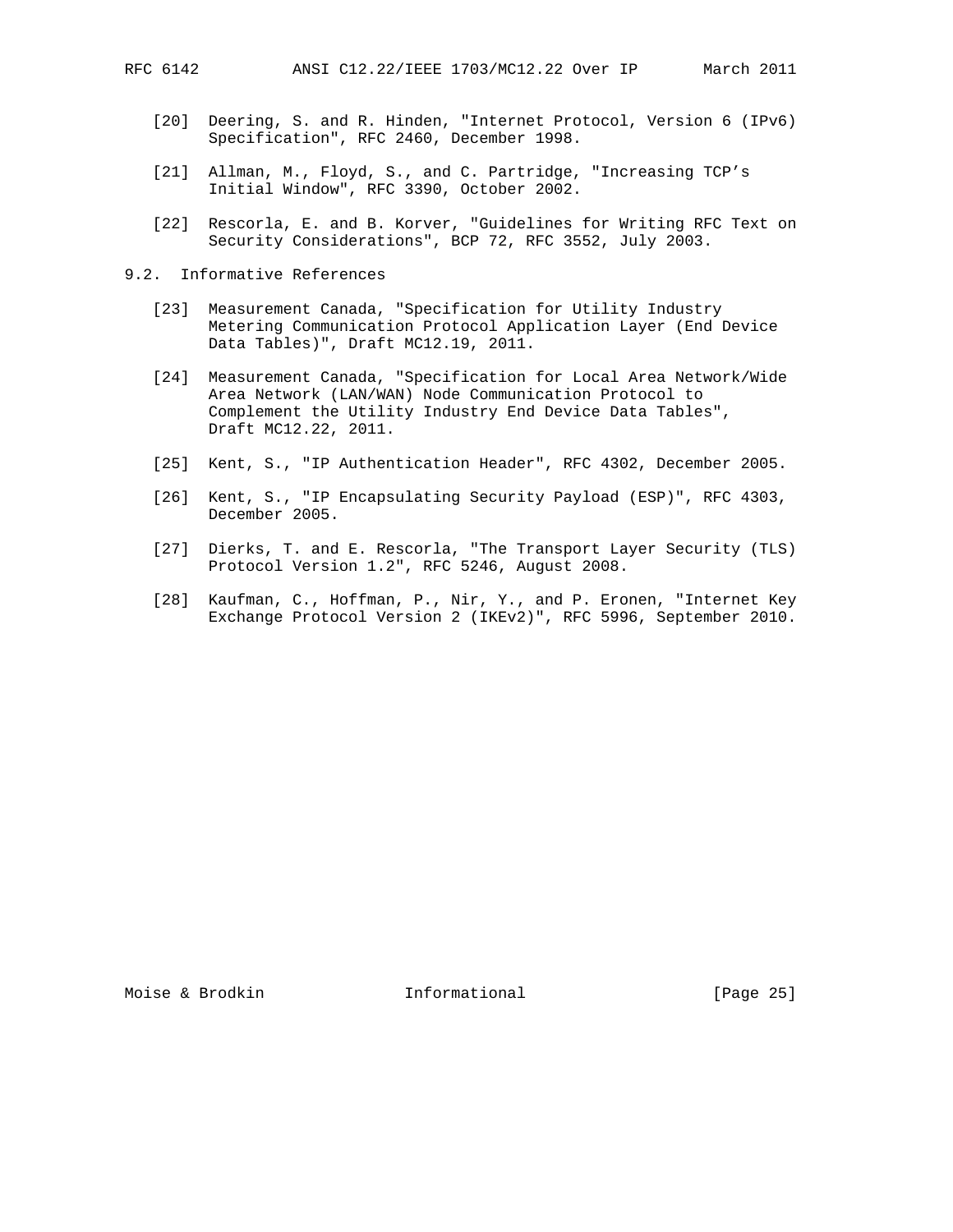[20] Deering, S. and R. Hinden, "Internet Protocol, Version 6 (IPv6) Specification", RFC 2460, December 1998.

[21] Allman, M., Floyd, S., and C. Partridge, "Increasing TCP's Initial Window", RFC 3390, October 2002.

[22] Rescorla, E. and B. Korver, "Guidelines for Writing RFC Text on Security Considerations", BCP 72, RFC 3552, July 2003.

## 9.2. Informative References

[23] Measurement Canada, "Specification for Utility Industry Metering Communication Protocol Application Layer (End Device Data Tables)", Draft MC12.19, 2011.

[24] Measurement Canada, "Specification for Local Area Network/Wide Area Network (LAN/WAN) Node Communication Protocol to Complement the Utility Industry End Device Data Tables", Draft MC12.22, 2011.

[25] Kent, S., "IP Authentication Header", RFC 4302, December 2005.

[26] Kent, S., "IP Encapsulating Security Payload (ESP)", RFC 4303, December 2005.

[27] Dierks, T. and E. Rescorla, "The Transport Layer Security (TLS) Protocol Version 1.2", RFC 5246, August 2008.

[28] Kaufman, C., Hoffman, P., Nir, Y., and P. Eronen, "Internet Key Exchange Protocol Version 2 (IKEv2)", RFC 5996, September 2010.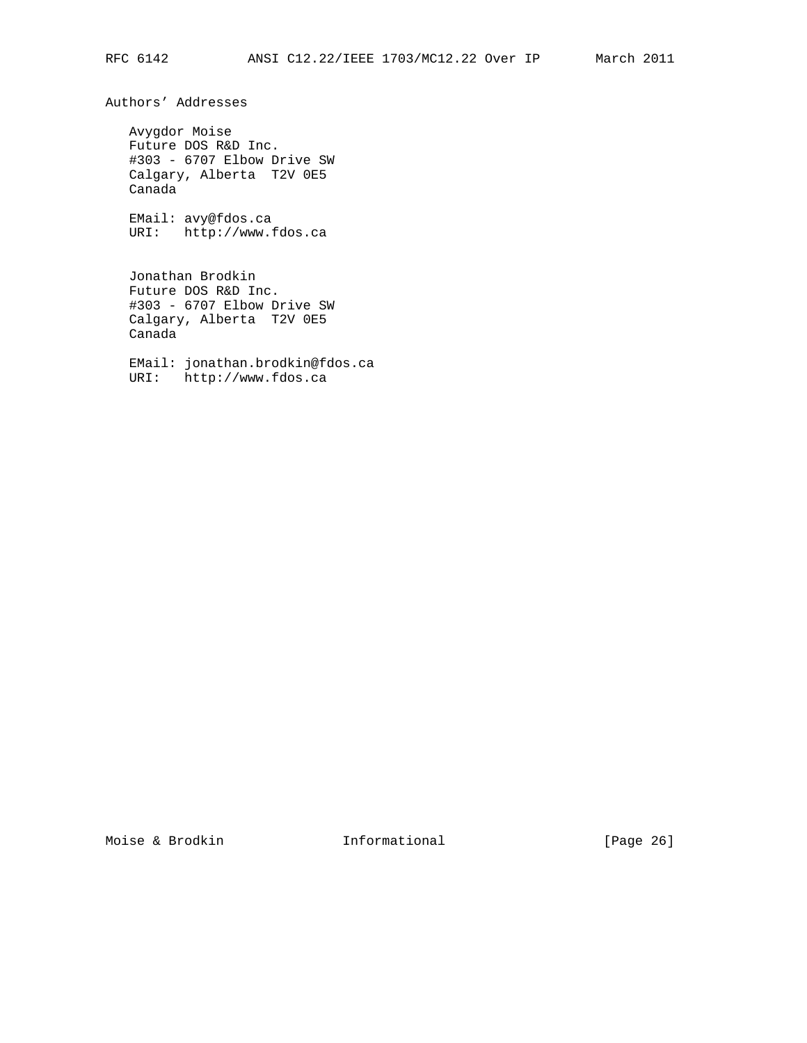## Authors' Addresses

Avygdor Moise
Future DOS R&D Inc.
#303 - 6707 Elbow Drive SW
Calgary, Alberta  T2V 0E5
Canada

EMail: avy@fdos.ca
URI:   http://www.fdos.ca

Jonathan Brodkin
Future DOS R&D Inc.
#303 - 6707 Elbow Drive SW
Calgary, Alberta  T2V 0E5
Canada

EMail: jonathan.brodkin@fdos.ca
URI:   http://www.fdos.ca